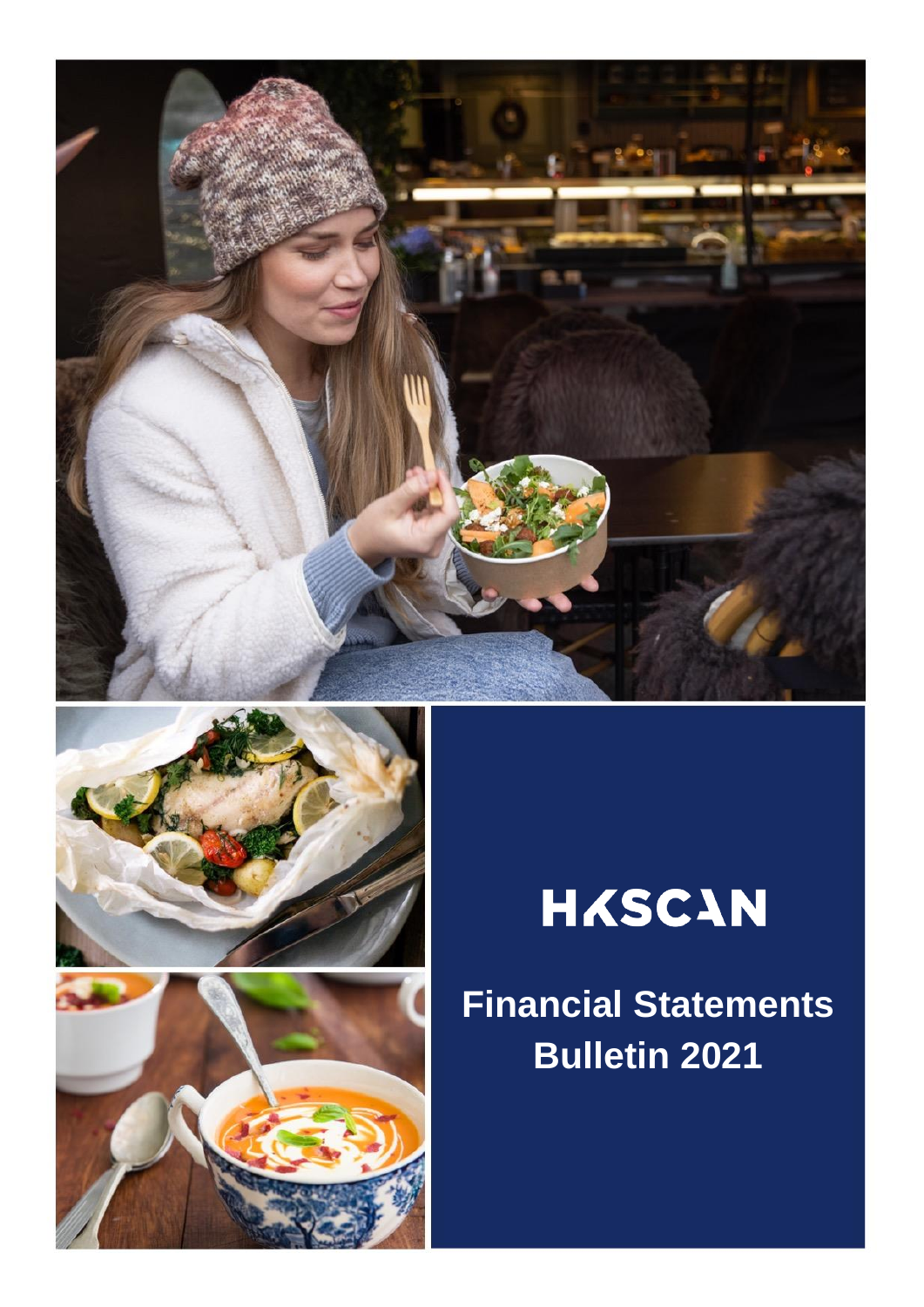HKSCAN

# Financial Statements Bulletin 2021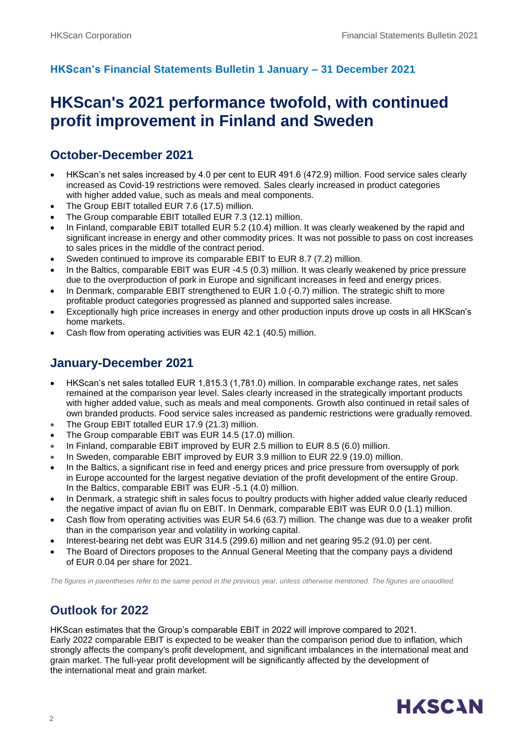### HKScan's Financial Statements Bulletin 1 January – 31 December 2021

# HKScan's 2021 performance twofold, with continued profit improvement in Finland and Sweden

## October-December 2021

- HKScan's net sales increased by 4.0 per cent to EUR 491.6 (472.9) million. Food service sales clearly increased as Covid-19 restrictions were removed. Sales clearly increased in product categories with higher added value, such as meals and meal components.
- The Group EBIT totalled EUR 7.6 (17.5) million.
- The Group comparable EBIT totalled EUR 7.3 (12.1) million.
- In Finland, comparable EBIT totalled EUR 5.2 (10.4) million. It was clearly weakened by the rapid and significant increase in energy and other commodity prices. It was not possible to pass on cost increases to sales prices in the middle of the contract period.
- Sweden continued to improve its comparable EBIT to EUR 8.7 (7.2) million.
- In the Baltics, comparable EBIT was EUR -4.5 (0.3) million. It was clearly weakened by price pressure due to the overproduction of pork in Europe and significant increases in feed and energy prices.
- In Denmark, comparable EBIT strengthened to EUR 1.0 (-0.7) million. The strategic shift to more profitable product categories progressed as planned and supported sales increase.
- Exceptionally high price increases in energy and other production inputs drove up costs in all HKScan's home markets.
- Cash flow from operating activities was EUR 42.1 (40.5) million.

## January-December 2021

- HKScan's net sales totalled EUR 1,815.3 (1,781.0) million. In comparable exchange rates, net sales remained at the comparison year level. Sales clearly increased in the strategically important products with higher added value, such as meals and meal components. Growth also continued in retail sales of own branded products. Food service sales increased as pandemic restrictions were gradually removed.
- The Group EBIT totalled EUR 17.9 (21.3) million.
- The Group comparable EBIT was EUR 14.5 (17.0) million.
- In Finland, comparable EBIT improved by EUR 2.5 million to EUR 8.5 (6.0) million.
- In Sweden, comparable EBIT improved by EUR 3.9 million to EUR 22.9 (19.0) million.
- In the Baltics, a significant rise in feed and energy prices and price pressure from oversupply of pork in Europe accounted for the largest negative deviation of the profit development of the entire Group. In the Baltics, comparable EBIT was EUR -5.1 (4.0) million.
- In Denmark, a strategic shift in sales focus to poultry products with higher added value clearly reduced the negative impact of avian flu on EBIT. In Denmark, comparable EBIT was EUR 0.0 (1.1) million.
- Cash flow from operating activities was EUR 54.6 (63.7) million. The change was due to a weaker profit than in the comparison year and volatility in working capital.
- Interest-bearing net debt was EUR 314.5 (299.6) million and net gearing 95.2 (91.0) per cent.
- The Board of Directors proposes to the Annual General Meeting that the company pays a dividend of EUR 0.04 per share for 2021.

*The figures in parentheses refer to the same period in the previous year, unless otherwise mentioned. The figures are unaudited.*

## Outlook for 2022

HKScan estimates that the Group's comparable EBIT in 2022 will improve compared to 2021. Early 2022 comparable EBIT is expected to be weaker than the comparison period due to inflation, which strongly affects the company's profit development, and significant imbalances in the international meat and grain market. The full-year profit development will be significantly affected by the development of the international meat and grain market.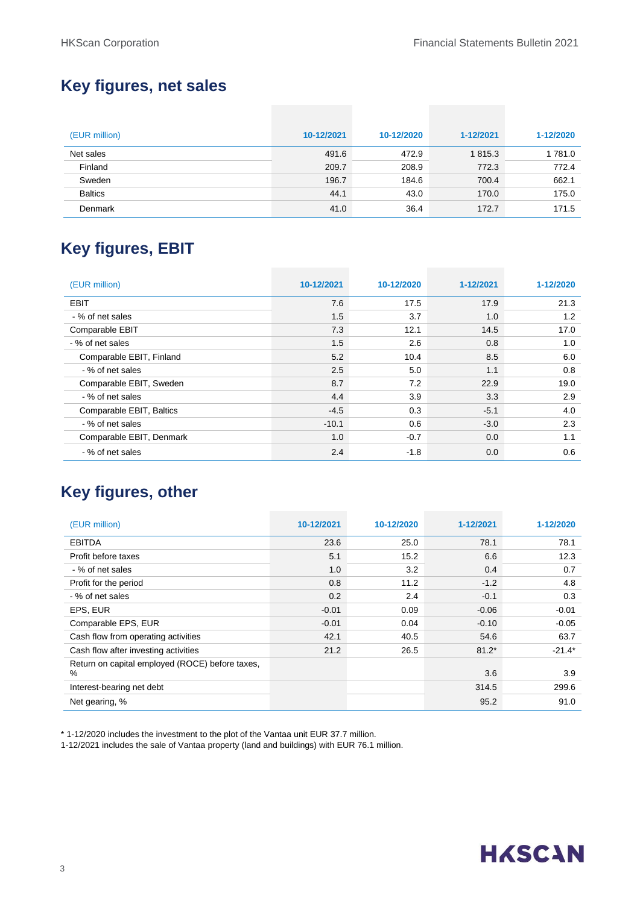## Key figures, net sales

| (EUR million) | 10-12/2021 | 10-12/2020 | 1-12/2021 | 1-12/2020 |
|---|---|---|---|---|
| Net sales | 491.6 | 472.9 | 1 815.3 | 1 781.0 |
| Finland | 209.7 | 208.9 | 772.3 | 772.4 |
| Sweden | 196.7 | 184.6 | 700.4 | 662.1 |
| Baltics | 44.1 | 43.0 | 170.0 | 175.0 |
| Denmark | 41.0 | 36.4 | 172.7 | 171.5 |

## Key figures, EBIT

| (EUR million) | 10-12/2021 | 10-12/2020 | 1-12/2021 | 1-12/2020 |
|---|---|---|---|---|
| EBIT | 7.6 | 17.5 | 17.9 | 21.3 |
| - % of net sales | 1.5 | 3.7 | 1.0 | 1.2 |
| Comparable EBIT | 7.3 | 12.1 | 14.5 | 17.0 |
| - % of net sales | 1.5 | 2.6 | 0.8 | 1.0 |
| Comparable EBIT, Finland | 5.2 | 10.4 | 8.5 | 6.0 |
| - % of net sales | 2.5 | 5.0 | 1.1 | 0.8 |
| Comparable EBIT, Sweden | 8.7 | 7.2 | 22.9 | 19.0 |
| - % of net sales | 4.4 | 3.9 | 3.3 | 2.9 |
| Comparable EBIT, Baltics | -4.5 | 0.3 | -5.1 | 4.0 |
| - % of net sales | -10.1 | 0.6 | -3.0 | 2.3 |
| Comparable EBIT, Denmark | 1.0 | -0.7 | 0.0 | 1.1 |
| - % of net sales | 2.4 | -1.8 | 0.0 | 0.6 |

## Key figures, other

| (EUR million) | 10-12/2021 | 10-12/2020 | 1-12/2021 | 1-12/2020 |
|---|---|---|---|---|
| EBITDA | 23.6 | 25.0 | 78.1 | 78.1 |
| Profit before taxes | 5.1 | 15.2 | 6.6 | 12.3 |
| - % of net sales | 1.0 | 3.2 | 0.4 | 0.7 |
| Profit for the period | 0.8 | 11.2 | -1.2 | 4.8 |
| - % of net sales | 0.2 | 2.4 | -0.1 | 0.3 |
| EPS, EUR | -0.01 | 0.09 | -0.06 | -0.01 |
| Comparable EPS, EUR | -0.01 | 0.04 | -0.10 | -0.05 |
| Cash flow from operating activities | 42.1 | 40.5 | 54.6 | 63.7 |
| Cash flow after investing activities | 21.2 | 26.5 | 81.2* | -21.4* |
| Return on capital employed (ROCE) before taxes, % | | | 3.6 | 3.9 |
| Interest-bearing net debt | | | 314.5 | 299.6 |
| Net gearing, % | | | 95.2 | 91.0 |

* 1-12/2020 includes the investment to the plot of the Vantaa unit EUR 37.7 million.
1-12/2021 includes the sale of Vantaa property (land and buildings) with EUR 76.1 million.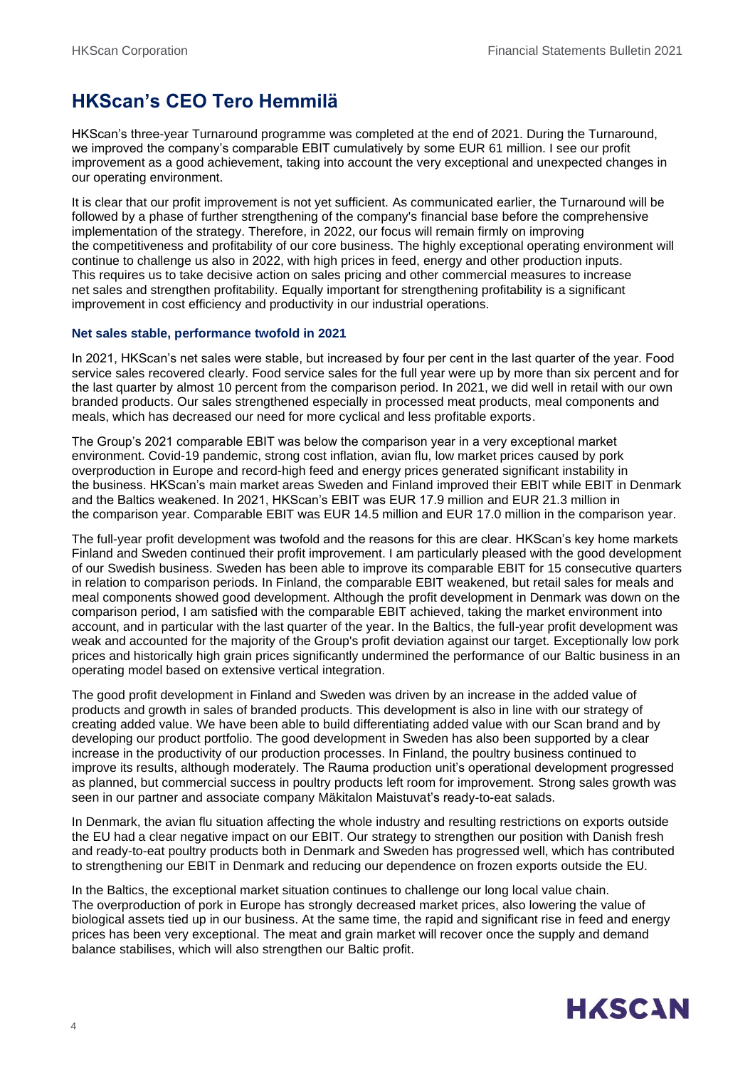## HKScan's CEO Tero Hemmilä

HKScan's three-year Turnaround programme was completed at the end of 2021. During the Turnaround, we improved the company's comparable EBIT cumulatively by some EUR 61 million. I see our profit improvement as a good achievement, taking into account the very exceptional and unexpected changes in our operating environment.

It is clear that our profit improvement is not yet sufficient. As communicated earlier, the Turnaround will be followed by a phase of further strengthening of the company's financial base before the comprehensive implementation of the strategy. Therefore, in 2022, our focus will remain firmly on improving the competitiveness and profitability of our core business. The highly exceptional operating environment will continue to challenge us also in 2022, with high prices in feed, energy and other production inputs. This requires us to take decisive action on sales pricing and other commercial measures to increase net sales and strengthen profitability. Equally important for strengthening profitability is a significant improvement in cost efficiency and productivity in our industrial operations.

### Net sales stable, performance twofold in 2021

In 2021, HKScan's net sales were stable, but increased by four per cent in the last quarter of the year. Food service sales recovered clearly. Food service sales for the full year were up by more than six percent and for the last quarter by almost 10 percent from the comparison period. In 2021, we did well in retail with our own branded products. Our sales strengthened especially in processed meat products, meal components and meals, which has decreased our need for more cyclical and less profitable exports.

The Group's 2021 comparable EBIT was below the comparison year in a very exceptional market environment. Covid-19 pandemic, strong cost inflation, avian flu, low market prices caused by pork overproduction in Europe and record-high feed and energy prices generated significant instability in the business. HKScan's main market areas Sweden and Finland improved their EBIT while EBIT in Denmark and the Baltics weakened. In 2021, HKScan's EBIT was EUR 17.9 million and EUR 21.3 million in the comparison year. Comparable EBIT was EUR 14.5 million and EUR 17.0 million in the comparison year.

The full-year profit development was twofold and the reasons for this are clear. HKScan's key home markets Finland and Sweden continued their profit improvement. I am particularly pleased with the good development of our Swedish business. Sweden has been able to improve its comparable EBIT for 15 consecutive quarters in relation to comparison periods. In Finland, the comparable EBIT weakened, but retail sales for meals and meal components showed good development. Although the profit development in Denmark was down on the comparison period, I am satisfied with the comparable EBIT achieved, taking the market environment into account, and in particular with the last quarter of the year. In the Baltics, the full-year profit development was weak and accounted for the majority of the Group's profit deviation against our target. Exceptionally low pork prices and historically high grain prices significantly undermined the performance of our Baltic business in an operating model based on extensive vertical integration.

The good profit development in Finland and Sweden was driven by an increase in the added value of products and growth in sales of branded products. This development is also in line with our strategy of creating added value. We have been able to build differentiating added value with our Scan brand and by developing our product portfolio. The good development in Sweden has also been supported by a clear increase in the productivity of our production processes. In Finland, the poultry business continued to improve its results, although moderately. The Rauma production unit's operational development progressed as planned, but commercial success in poultry products left room for improvement. Strong sales growth was seen in our partner and associate company Mäkitalon Maistuvat's ready-to-eat salads.

In Denmark, the avian flu situation affecting the whole industry and resulting restrictions on exports outside the EU had a clear negative impact on our EBIT. Our strategy to strengthen our position with Danish fresh and ready-to-eat poultry products both in Denmark and Sweden has progressed well, which has contributed to strengthening our EBIT in Denmark and reducing our dependence on frozen exports outside the EU.

In the Baltics, the exceptional market situation continues to challenge our long local value chain. The overproduction of pork in Europe has strongly decreased market prices, also lowering the value of biological assets tied up in our business. At the same time, the rapid and significant rise in feed and energy prices has been very exceptional. The meat and grain market will recover once the supply and demand balance stabilises, which will also strengthen our Baltic profit.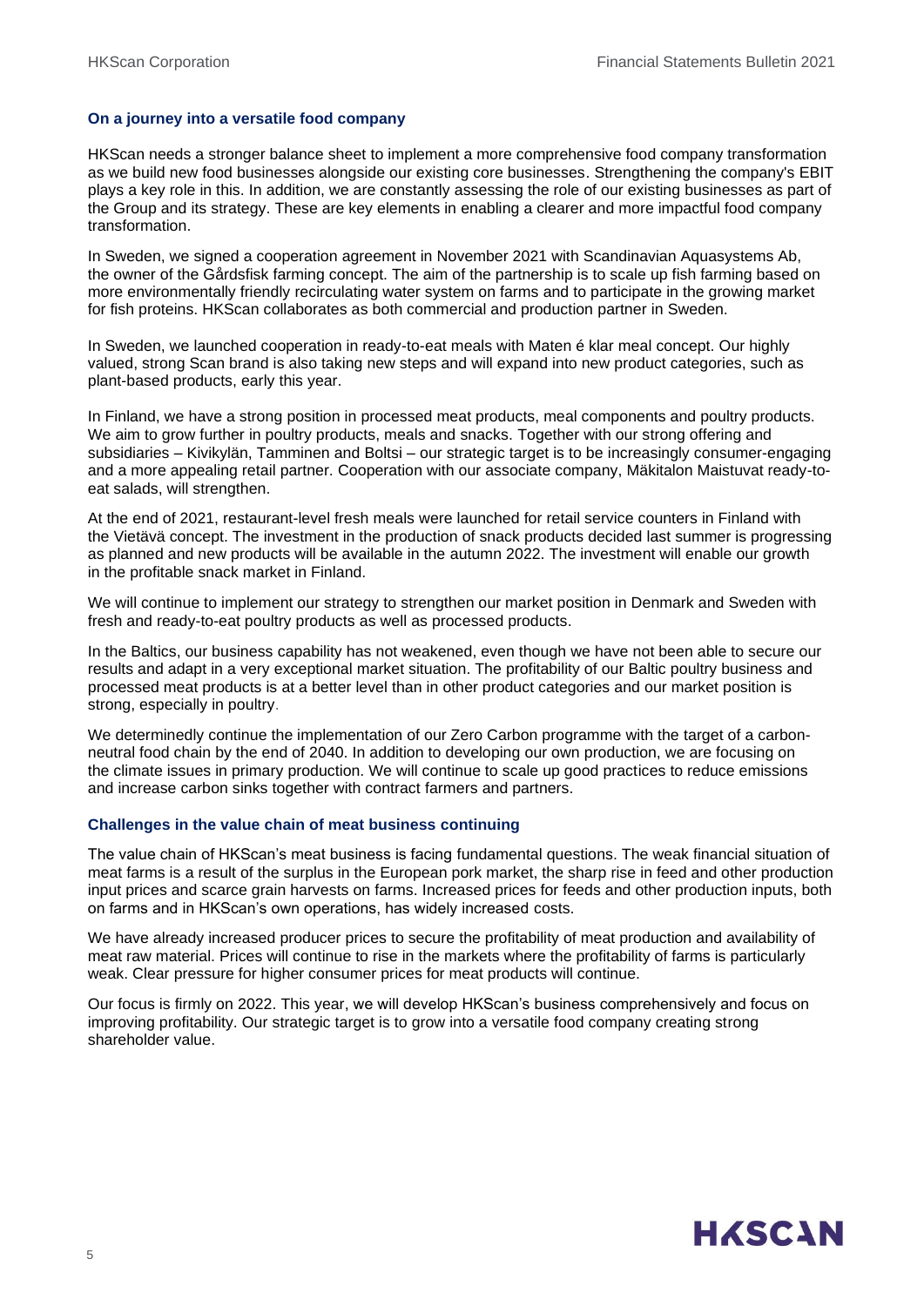### On a journey into a versatile food company

HKScan needs a stronger balance sheet to implement a more comprehensive food company transformation as we build new food businesses alongside our existing core businesses. Strengthening the company's EBIT plays a key role in this. In addition, we are constantly assessing the role of our existing businesses as part of the Group and its strategy. These are key elements in enabling a clearer and more impactful food company transformation.

In Sweden, we signed a cooperation agreement in November 2021 with Scandinavian Aquasystems Ab, the owner of the Gårdsfisk farming concept. The aim of the partnership is to scale up fish farming based on more environmentally friendly recirculating water system on farms and to participate in the growing market for fish proteins. HKScan collaborates as both commercial and production partner in Sweden.

In Sweden, we launched cooperation in ready-to-eat meals with Maten é klar meal concept. Our highly valued, strong Scan brand is also taking new steps and will expand into new product categories, such as plant-based products, early this year.

In Finland, we have a strong position in processed meat products, meal components and poultry products. We aim to grow further in poultry products, meals and snacks. Together with our strong offering and subsidiaries – Kivikylän, Tamminen and Boltsi – our strategic target is to be increasingly consumer-engaging and a more appealing retail partner. Cooperation with our associate company, Mäkitalon Maistuvat ready-to-eat salads, will strengthen.

At the end of 2021, restaurant-level fresh meals were launched for retail service counters in Finland with the Vietävä concept. The investment in the production of snack products decided last summer is progressing as planned and new products will be available in the autumn 2022. The investment will enable our growth in the profitable snack market in Finland.

We will continue to implement our strategy to strengthen our market position in Denmark and Sweden with fresh and ready-to-eat poultry products as well as processed products.

In the Baltics, our business capability has not weakened, even though we have not been able to secure our results and adapt in a very exceptional market situation. The profitability of our Baltic poultry business and processed meat products is at a better level than in other product categories and our market position is strong, especially in poultry.

We determinedly continue the implementation of our Zero Carbon programme with the target of a carbon-neutral food chain by the end of 2040. In addition to developing our own production, we are focusing on the climate issues in primary production. We will continue to scale up good practices to reduce emissions and increase carbon sinks together with contract farmers and partners.

### Challenges in the value chain of meat business continuing

The value chain of HKScan's meat business is facing fundamental questions. The weak financial situation of meat farms is a result of the surplus in the European pork market, the sharp rise in feed and other production input prices and scarce grain harvests on farms. Increased prices for feeds and other production inputs, both on farms and in HKScan's own operations, has widely increased costs.

We have already increased producer prices to secure the profitability of meat production and availability of meat raw material. Prices will continue to rise in the markets where the profitability of farms is particularly weak. Clear pressure for higher consumer prices for meat products will continue.

Our focus is firmly on 2022. This year, we will develop HKScan's business comprehensively and focus on improving profitability. Our strategic target is to grow into a versatile food company creating strong shareholder value.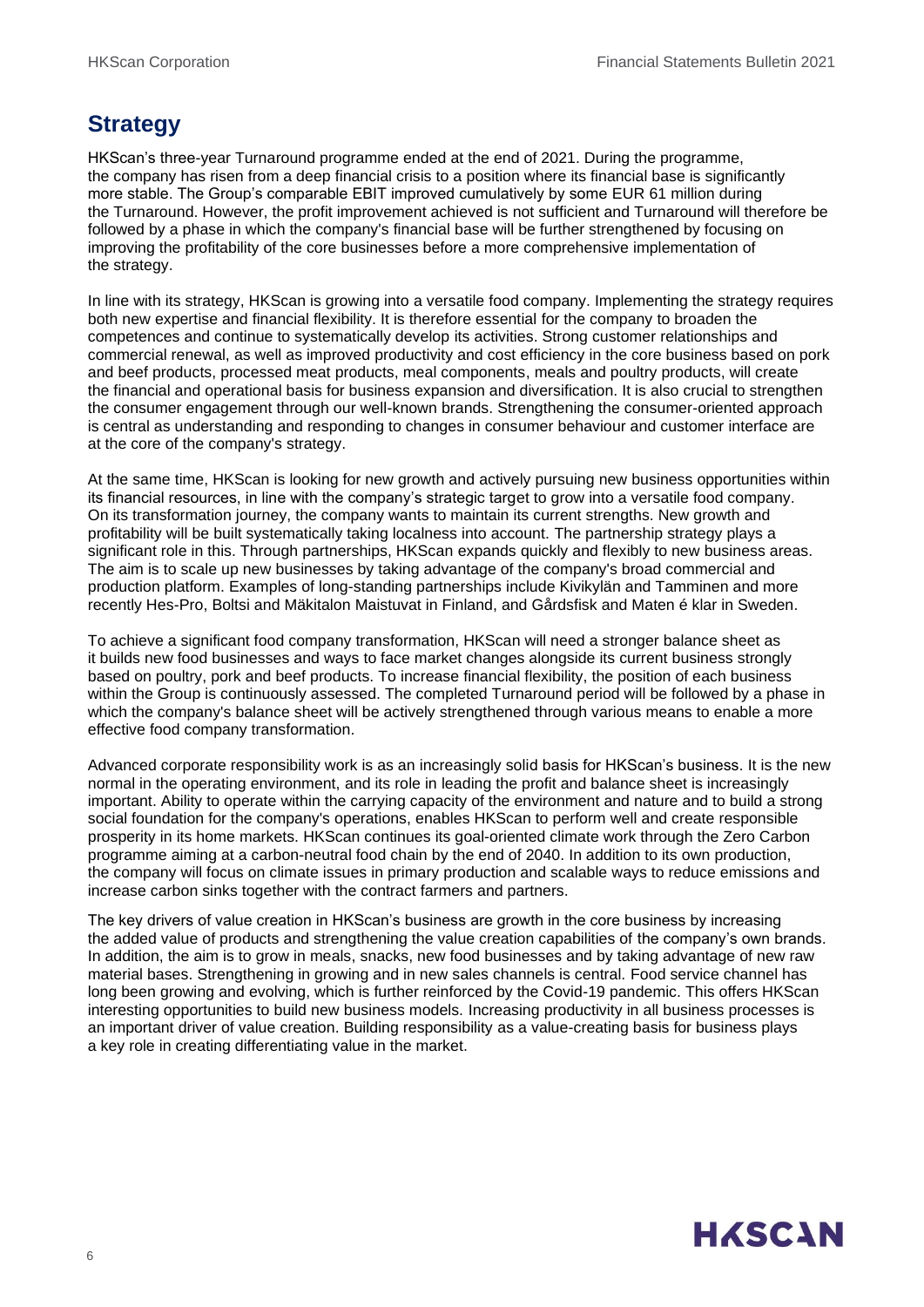# Strategy

HKScan's three-year Turnaround programme ended at the end of 2021. During the programme, the company has risen from a deep financial crisis to a position where its financial base is significantly more stable. The Group's comparable EBIT improved cumulatively by some EUR 61 million during the Turnaround. However, the profit improvement achieved is not sufficient and Turnaround will therefore be followed by a phase in which the company's financial base will be further strengthened by focusing on improving the profitability of the core businesses before a more comprehensive implementation of the strategy.

In line with its strategy, HKScan is growing into a versatile food company. Implementing the strategy requires both new expertise and financial flexibility. It is therefore essential for the company to broaden the competences and continue to systematically develop its activities. Strong customer relationships and commercial renewal, as well as improved productivity and cost efficiency in the core business based on pork and beef products, processed meat products, meal components, meals and poultry products, will create the financial and operational basis for business expansion and diversification. It is also crucial to strengthen the consumer engagement through our well-known brands. Strengthening the consumer-oriented approach is central as understanding and responding to changes in consumer behaviour and customer interface are at the core of the company's strategy.

At the same time, HKScan is looking for new growth and actively pursuing new business opportunities within its financial resources, in line with the company's strategic target to grow into a versatile food company. On its transformation journey, the company wants to maintain its current strengths. New growth and profitability will be built systematically taking localness into account. The partnership strategy plays a significant role in this. Through partnerships, HKScan expands quickly and flexibly to new business areas. The aim is to scale up new businesses by taking advantage of the company's broad commercial and production platform. Examples of long-standing partnerships include Kivikylän and Tamminen and more recently Hes-Pro, Boltsi and Mäkitalon Maistuvat in Finland, and Gårdsfisk and Maten é klar in Sweden.

To achieve a significant food company transformation, HKScan will need a stronger balance sheet as it builds new food businesses and ways to face market changes alongside its current business strongly based on poultry, pork and beef products. To increase financial flexibility, the position of each business within the Group is continuously assessed. The completed Turnaround period will be followed by a phase in which the company's balance sheet will be actively strengthened through various means to enable a more effective food company transformation.

Advanced corporate responsibility work is as an increasingly solid basis for HKScan's business. It is the new normal in the operating environment, and its role in leading the profit and balance sheet is increasingly important. Ability to operate within the carrying capacity of the environment and nature and to build a strong social foundation for the company's operations, enables HKScan to perform well and create responsible prosperity in its home markets. HKScan continues its goal-oriented climate work through the Zero Carbon programme aiming at a carbon-neutral food chain by the end of 2040. In addition to its own production, the company will focus on climate issues in primary production and scalable ways to reduce emissions and increase carbon sinks together with the contract farmers and partners.

The key drivers of value creation in HKScan's business are growth in the core business by increasing the added value of products and strengthening the value creation capabilities of the company's own brands. In addition, the aim is to grow in meals, snacks, new food businesses and by taking advantage of new raw material bases. Strengthening in growing and in new sales channels is central. Food service channel has long been growing and evolving, which is further reinforced by the Covid-19 pandemic. This offers HKScan interesting opportunities to build new business models. Increasing productivity in all business processes is an important driver of value creation. Building responsibility as a value-creating basis for business plays a key role in creating differentiating value in the market.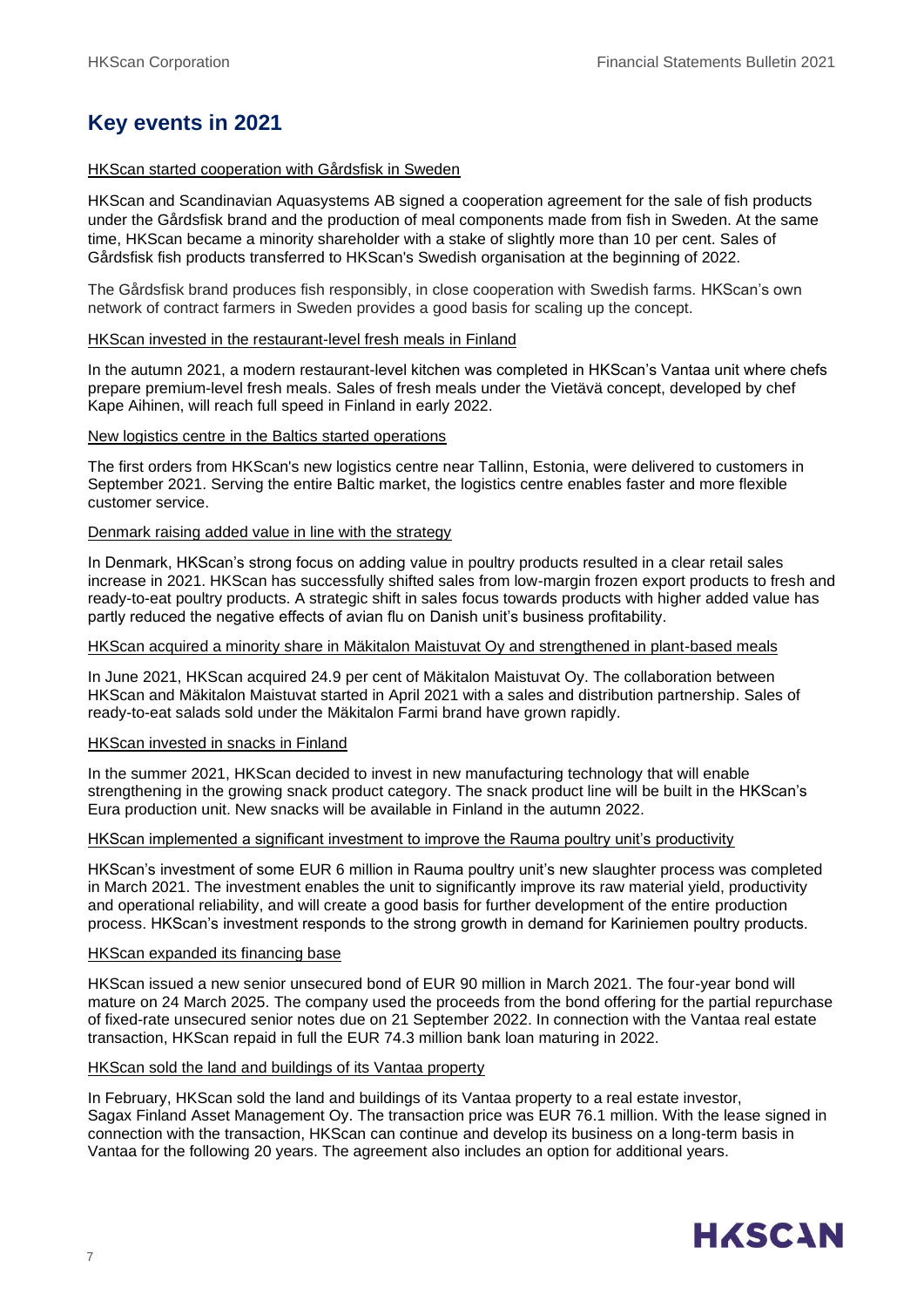## Key events in 2021

HKScan started cooperation with Gårdsfisk in Sweden

HKScan and Scandinavian Aquasystems AB signed a cooperation agreement for the sale of fish products under the Gårdsfisk brand and the production of meal components made from fish in Sweden. At the same time, HKScan became a minority shareholder with a stake of slightly more than 10 per cent. Sales of Gårdsfisk fish products transferred to HKScan's Swedish organisation at the beginning of 2022.

The Gårdsfisk brand produces fish responsibly, in close cooperation with Swedish farms. HKScan's own network of contract farmers in Sweden provides a good basis for scaling up the concept.

HKScan invested in the restaurant-level fresh meals in Finland

In the autumn 2021, a modern restaurant-level kitchen was completed in HKScan's Vantaa unit where chefs prepare premium-level fresh meals. Sales of fresh meals under the Vietävä concept, developed by chef Kape Aihinen, will reach full speed in Finland in early 2022.

New logistics centre in the Baltics started operations

The first orders from HKScan's new logistics centre near Tallinn, Estonia, were delivered to customers in September 2021. Serving the entire Baltic market, the logistics centre enables faster and more flexible customer service.

Denmark raising added value in line with the strategy

In Denmark, HKScan's strong focus on adding value in poultry products resulted in a clear retail sales increase in 2021. HKScan has successfully shifted sales from low-margin frozen export products to fresh and ready-to-eat poultry products. A strategic shift in sales focus towards products with higher added value has partly reduced the negative effects of avian flu on Danish unit's business profitability.

HKScan acquired a minority share in Mäkitalon Maistuvat Oy and strengthened in plant-based meals

In June 2021, HKScan acquired 24.9 per cent of Mäkitalon Maistuvat Oy. The collaboration between HKScan and Mäkitalon Maistuvat started in April 2021 with a sales and distribution partnership. Sales of ready-to-eat salads sold under the Mäkitalon Farmi brand have grown rapidly.

HKScan invested in snacks in Finland

In the summer 2021, HKScan decided to invest in new manufacturing technology that will enable strengthening in the growing snack product category. The snack product line will be built in the HKScan's Eura production unit. New snacks will be available in Finland in the autumn 2022.

HKScan implemented a significant investment to improve the Rauma poultry unit's productivity

HKScan's investment of some EUR 6 million in Rauma poultry unit's new slaughter process was completed in March 2021. The investment enables the unit to significantly improve its raw material yield, productivity and operational reliability, and will create a good basis for further development of the entire production process. HKScan's investment responds to the strong growth in demand for Kariniemen poultry products.

HKScan expanded its financing base

HKScan issued a new senior unsecured bond of EUR 90 million in March 2021. The four-year bond will mature on 24 March 2025. The company used the proceeds from the bond offering for the partial repurchase of fixed-rate unsecured senior notes due on 21 September 2022. In connection with the Vantaa real estate transaction, HKScan repaid in full the EUR 74.3 million bank loan maturing in 2022.

HKScan sold the land and buildings of its Vantaa property

In February, HKScan sold the land and buildings of its Vantaa property to a real estate investor, Sagax Finland Asset Management Oy. The transaction price was EUR 76.1 million. With the lease signed in connection with the transaction, HKScan can continue and develop its business on a long-term basis in Vantaa for the following 20 years. The agreement also includes an option for additional years.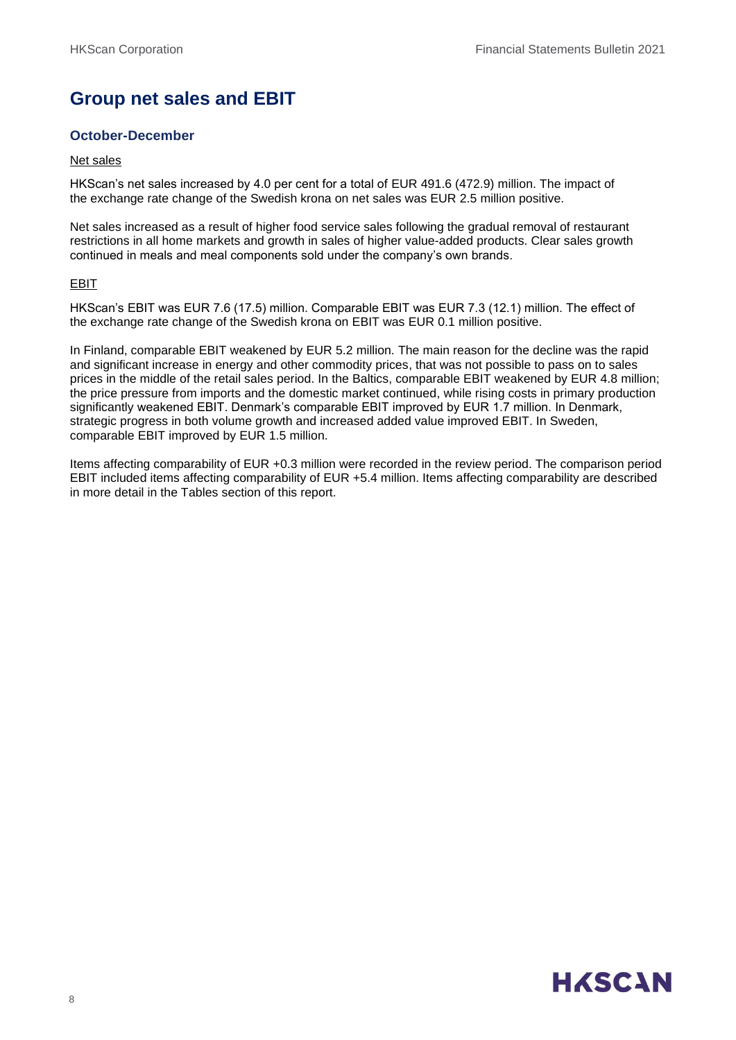# Group net sales and EBIT

## October-December

### Net sales

HKScan's net sales increased by 4.0 per cent for a total of EUR 491.6 (472.9) million. The impact of the exchange rate change of the Swedish krona on net sales was EUR 2.5 million positive.

Net sales increased as a result of higher food service sales following the gradual removal of restaurant restrictions in all home markets and growth in sales of higher value-added products. Clear sales growth continued in meals and meal components sold under the company's own brands.

### EBIT

HKScan's EBIT was EUR 7.6 (17.5) million. Comparable EBIT was EUR 7.3 (12.1) million. The effect of the exchange rate change of the Swedish krona on EBIT was EUR 0.1 million positive.

In Finland, comparable EBIT weakened by EUR 5.2 million. The main reason for the decline was the rapid and significant increase in energy and other commodity prices, that was not possible to pass on to sales prices in the middle of the retail sales period. In the Baltics, comparable EBIT weakened by EUR 4.8 million; the price pressure from imports and the domestic market continued, while rising costs in primary production significantly weakened EBIT. Denmark's comparable EBIT improved by EUR 1.7 million. In Denmark, strategic progress in both volume growth and increased added value improved EBIT. In Sweden, comparable EBIT improved by EUR 1.5 million.

Items affecting comparability of EUR +0.3 million were recorded in the review period. The comparison period EBIT included items affecting comparability of EUR +5.4 million. Items affecting comparability are described in more detail in the Tables section of this report.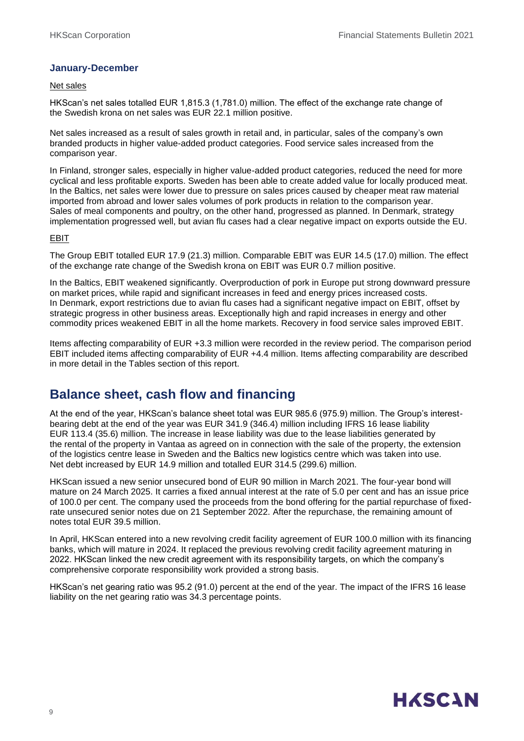### January-December

Net sales

HKScan's net sales totalled EUR 1,815.3 (1,781.0) million. The effect of the exchange rate change of the Swedish krona on net sales was EUR 22.1 million positive.

Net sales increased as a result of sales growth in retail and, in particular, sales of the company's own branded products in higher value-added product categories. Food service sales increased from the comparison year.

In Finland, stronger sales, especially in higher value-added product categories, reduced the need for more cyclical and less profitable exports. Sweden has been able to create added value for locally produced meat. In the Baltics, net sales were lower due to pressure on sales prices caused by cheaper meat raw material imported from abroad and lower sales volumes of pork products in relation to the comparison year. Sales of meal components and poultry, on the other hand, progressed as planned. In Denmark, strategy implementation progressed well, but avian flu cases had a clear negative impact on exports outside the EU.

EBIT

The Group EBIT totalled EUR 17.9 (21.3) million. Comparable EBIT was EUR 14.5 (17.0) million. The effect of the exchange rate change of the Swedish krona on EBIT was EUR 0.7 million positive.

In the Baltics, EBIT weakened significantly. Overproduction of pork in Europe put strong downward pressure on market prices, while rapid and significant increases in feed and energy prices increased costs. In Denmark, export restrictions due to avian flu cases had a significant negative impact on EBIT, offset by strategic progress in other business areas. Exceptionally high and rapid increases in energy and other commodity prices weakened EBIT in all the home markets. Recovery in food service sales improved EBIT.

Items affecting comparability of EUR +3.3 million were recorded in the review period. The comparison period EBIT included items affecting comparability of EUR +4.4 million. Items affecting comparability are described in more detail in the Tables section of this report.

## Balance sheet, cash flow and financing

At the end of the year, HKScan's balance sheet total was EUR 985.6 (975.9) million. The Group's interest-bearing debt at the end of the year was EUR 341.9 (346.4) million including IFRS 16 lease liability EUR 113.4 (35.6) million. The increase in lease liability was due to the lease liabilities generated by the rental of the property in Vantaa as agreed on in connection with the sale of the property, the extension of the logistics centre lease in Sweden and the Baltics new logistics centre which was taken into use. Net debt increased by EUR 14.9 million and totalled EUR 314.5 (299.6) million.

HKScan issued a new senior unsecured bond of EUR 90 million in March 2021. The four-year bond will mature on 24 March 2025. It carries a fixed annual interest at the rate of 5.0 per cent and has an issue price of 100.0 per cent. The company used the proceeds from the bond offering for the partial repurchase of fixed-rate unsecured senior notes due on 21 September 2022. After the repurchase, the remaining amount of notes total EUR 39.5 million.

In April, HKScan entered into a new revolving credit facility agreement of EUR 100.0 million with its financing banks, which will mature in 2024. It replaced the previous revolving credit facility agreement maturing in 2022. HKScan linked the new credit agreement with its responsibility targets, on which the company's comprehensive corporate responsibility work provided a strong basis.

HKScan's net gearing ratio was 95.2 (91.0) percent at the end of the year. The impact of the IFRS 16 lease liability on the net gearing ratio was 34.3 percentage points.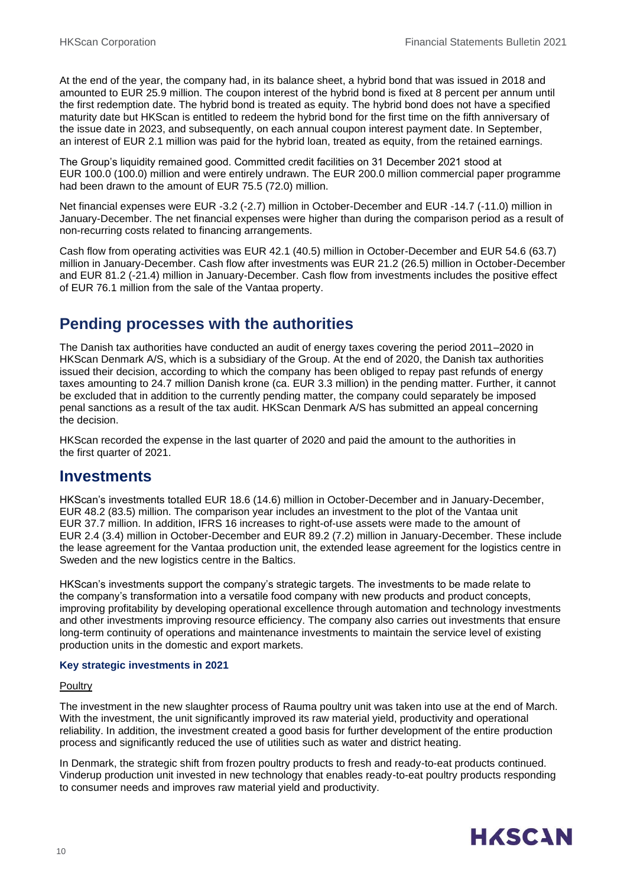At the end of the year, the company had, in its balance sheet, a hybrid bond that was issued in 2018 and amounted to EUR 25.9 million. The coupon interest of the hybrid bond is fixed at 8 percent per annum until the first redemption date. The hybrid bond is treated as equity. The hybrid bond does not have a specified maturity date but HKScan is entitled to redeem the hybrid bond for the first time on the fifth anniversary of the issue date in 2023, and subsequently, on each annual coupon interest payment date. In September, an interest of EUR 2.1 million was paid for the hybrid loan, treated as equity, from the retained earnings.

The Group's liquidity remained good. Committed credit facilities on 31 December 2021 stood at EUR 100.0 (100.0) million and were entirely undrawn. The EUR 200.0 million commercial paper programme had been drawn to the amount of EUR 75.5 (72.0) million.

Net financial expenses were EUR -3.2 (-2.7) million in October-December and EUR -14.7 (-11.0) million in January-December. The net financial expenses were higher than during the comparison period as a result of non-recurring costs related to financing arrangements.

Cash flow from operating activities was EUR 42.1 (40.5) million in October-December and EUR 54.6 (63.7) million in January-December. Cash flow after investments was EUR 21.2 (26.5) million in October-December and EUR 81.2 (-21.4) million in January-December. Cash flow from investments includes the positive effect of EUR 76.1 million from the sale of the Vantaa property.

# Pending processes with the authorities

The Danish tax authorities have conducted an audit of energy taxes covering the period 2011–2020 in HKScan Denmark A/S, which is a subsidiary of the Group. At the end of 2020, the Danish tax authorities issued their decision, according to which the company has been obliged to repay past refunds of energy taxes amounting to 24.7 million Danish krone (ca. EUR 3.3 million) in the pending matter. Further, it cannot be excluded that in addition to the currently pending matter, the company could separately be imposed penal sanctions as a result of the tax audit. HKScan Denmark A/S has submitted an appeal concerning the decision.

HKScan recorded the expense in the last quarter of 2020 and paid the amount to the authorities in the first quarter of 2021.

# Investments

HKScan's investments totalled EUR 18.6 (14.6) million in October-December and in January-December, EUR 48.2 (83.5) million. The comparison year includes an investment to the plot of the Vantaa unit EUR 37.7 million. In addition, IFRS 16 increases to right-of-use assets were made to the amount of EUR 2.4 (3.4) million in October-December and EUR 89.2 (7.2) million in January-December. These include the lease agreement for the Vantaa production unit, the extended lease agreement for the logistics centre in Sweden and the new logistics centre in the Baltics.

HKScan's investments support the company's strategic targets. The investments to be made relate to the company's transformation into a versatile food company with new products and product concepts, improving profitability by developing operational excellence through automation and technology investments and other investments improving resource efficiency. The company also carries out investments that ensure long-term continuity of operations and maintenance investments to maintain the service level of existing production units in the domestic and export markets.

### Key strategic investments in 2021

Poultry

The investment in the new slaughter process of Rauma poultry unit was taken into use at the end of March. With the investment, the unit significantly improved its raw material yield, productivity and operational reliability. In addition, the investment created a good basis for further development of the entire production process and significantly reduced the use of utilities such as water and district heating.

In Denmark, the strategic shift from frozen poultry products to fresh and ready-to-eat products continued. Vinderup production unit invested in new technology that enables ready-to-eat poultry products responding to consumer needs and improves raw material yield and productivity.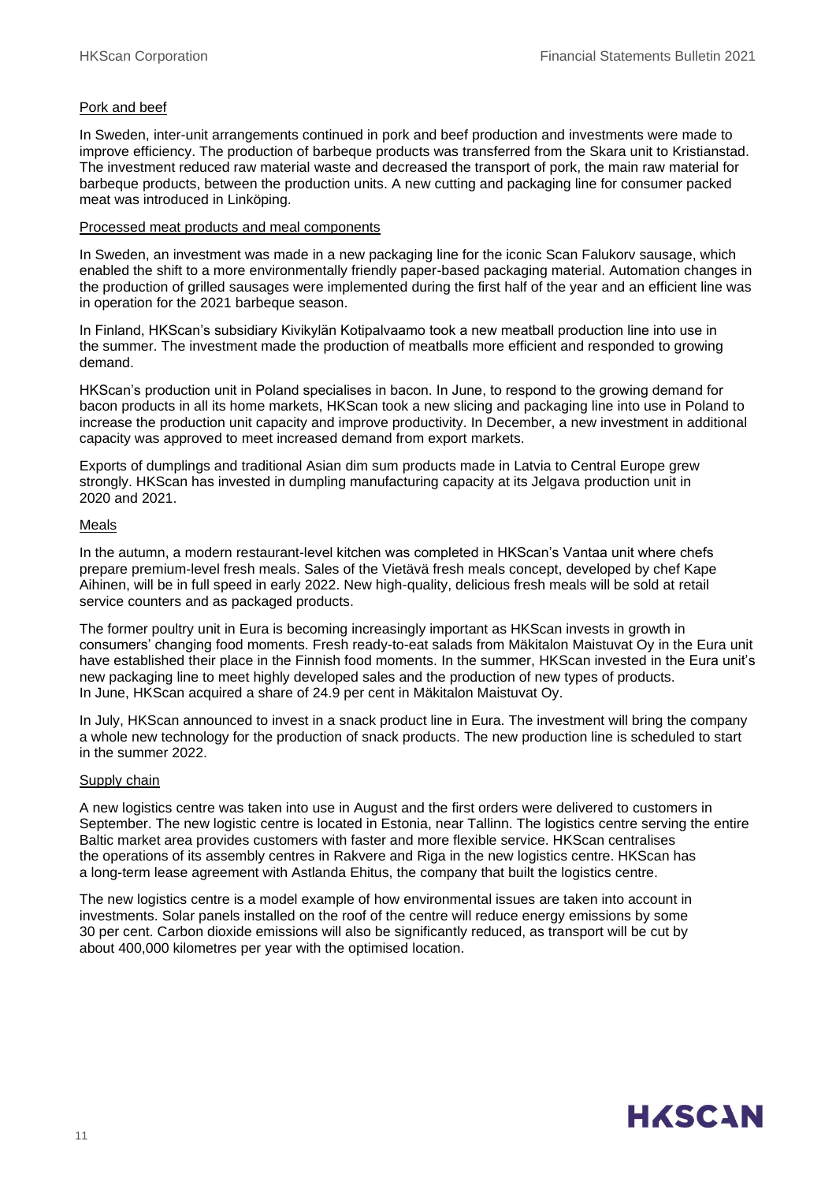Pork and beef

In Sweden, inter-unit arrangements continued in pork and beef production and investments were made to improve efficiency. The production of barbeque products was transferred from the Skara unit to Kristianstad. The investment reduced raw material waste and decreased the transport of pork, the main raw material for barbeque products, between the production units. A new cutting and packaging line for consumer packed meat was introduced in Linköping.

Processed meat products and meal components

In Sweden, an investment was made in a new packaging line for the iconic Scan Falukorv sausage, which enabled the shift to a more environmentally friendly paper-based packaging material. Automation changes in the production of grilled sausages were implemented during the first half of the year and an efficient line was in operation for the 2021 barbeque season.

In Finland, HKScan's subsidiary Kivikylän Kotipalvaamo took a new meatball production line into use in the summer. The investment made the production of meatballs more efficient and responded to growing demand.

HKScan's production unit in Poland specialises in bacon. In June, to respond to the growing demand for bacon products in all its home markets, HKScan took a new slicing and packaging line into use in Poland to increase the production unit capacity and improve productivity. In December, a new investment in additional capacity was approved to meet increased demand from export markets.

Exports of dumplings and traditional Asian dim sum products made in Latvia to Central Europe grew strongly. HKScan has invested in dumpling manufacturing capacity at its Jelgava production unit in 2020 and 2021.

Meals

In the autumn, a modern restaurant-level kitchen was completed in HKScan's Vantaa unit where chefs prepare premium-level fresh meals. Sales of the Vietävä fresh meals concept, developed by chef Kape Aihinen, will be in full speed in early 2022. New high-quality, delicious fresh meals will be sold at retail service counters and as packaged products.

The former poultry unit in Eura is becoming increasingly important as HKScan invests in growth in consumers' changing food moments. Fresh ready-to-eat salads from Mäkitalon Maistuvat Oy in the Eura unit have established their place in the Finnish food moments. In the summer, HKScan invested in the Eura unit's new packaging line to meet highly developed sales and the production of new types of products. In June, HKScan acquired a share of 24.9 per cent in Mäkitalon Maistuvat Oy.

In July, HKScan announced to invest in a snack product line in Eura. The investment will bring the company a whole new technology for the production of snack products. The new production line is scheduled to start in the summer 2022.

Supply chain

A new logistics centre was taken into use in August and the first orders were delivered to customers in September. The new logistic centre is located in Estonia, near Tallinn. The logistics centre serving the entire Baltic market area provides customers with faster and more flexible service. HKScan centralises the operations of its assembly centres in Rakvere and Riga in the new logistics centre. HKScan has a long-term lease agreement with Astlanda Ehitus, the company that built the logistics centre.

The new logistics centre is a model example of how environmental issues are taken into account in investments. Solar panels installed on the roof of the centre will reduce energy emissions by some 30 per cent. Carbon dioxide emissions will also be significantly reduced, as transport will be cut by about 400,000 kilometres per year with the optimised location.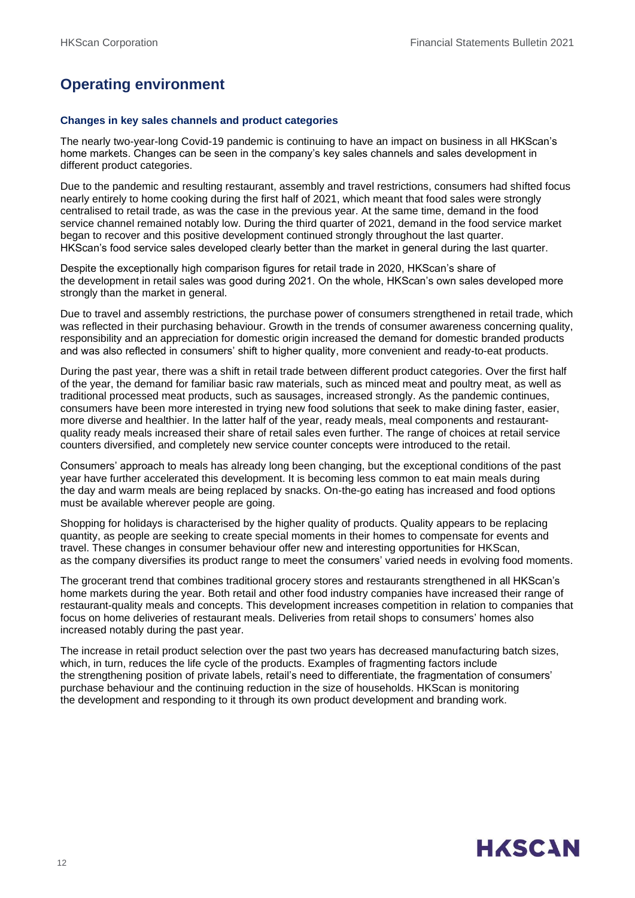# Operating environment

### Changes in key sales channels and product categories

The nearly two-year-long Covid-19 pandemic is continuing to have an impact on business in all HKScan's home markets. Changes can be seen in the company's key sales channels and sales development in different product categories.

Due to the pandemic and resulting restaurant, assembly and travel restrictions, consumers had shifted focus nearly entirely to home cooking during the first half of 2021, which meant that food sales were strongly centralised to retail trade, as was the case in the previous year. At the same time, demand in the food service channel remained notably low. During the third quarter of 2021, demand in the food service market began to recover and this positive development continued strongly throughout the last quarter. HKScan's food service sales developed clearly better than the market in general during the last quarter.

Despite the exceptionally high comparison figures for retail trade in 2020, HKScan's share of the development in retail sales was good during 2021. On the whole, HKScan's own sales developed more strongly than the market in general.

Due to travel and assembly restrictions, the purchase power of consumers strengthened in retail trade, which was reflected in their purchasing behaviour. Growth in the trends of consumer awareness concerning quality, responsibility and an appreciation for domestic origin increased the demand for domestic branded products and was also reflected in consumers' shift to higher quality, more convenient and ready-to-eat products.

During the past year, there was a shift in retail trade between different product categories. Over the first half of the year, the demand for familiar basic raw materials, such as minced meat and poultry meat, as well as traditional processed meat products, such as sausages, increased strongly. As the pandemic continues, consumers have been more interested in trying new food solutions that seek to make dining faster, easier, more diverse and healthier. In the latter half of the year, ready meals, meal components and restaurant-quality ready meals increased their share of retail sales even further. The range of choices at retail service counters diversified, and completely new service counter concepts were introduced to the retail.

Consumers' approach to meals has already long been changing, but the exceptional conditions of the past year have further accelerated this development. It is becoming less common to eat main meals during the day and warm meals are being replaced by snacks. On-the-go eating has increased and food options must be available wherever people are going.

Shopping for holidays is characterised by the higher quality of products. Quality appears to be replacing quantity, as people are seeking to create special moments in their homes to compensate for events and travel. These changes in consumer behaviour offer new and interesting opportunities for HKScan, as the company diversifies its product range to meet the consumers' varied needs in evolving food moments.

The grocerant trend that combines traditional grocery stores and restaurants strengthened in all HKScan's home markets during the year. Both retail and other food industry companies have increased their range of restaurant-quality meals and concepts. This development increases competition in relation to companies that focus on home deliveries of restaurant meals. Deliveries from retail shops to consumers' homes also increased notably during the past year.

The increase in retail product selection over the past two years has decreased manufacturing batch sizes, which, in turn, reduces the life cycle of the products. Examples of fragmenting factors include the strengthening position of private labels, retail's need to differentiate, the fragmentation of consumers' purchase behaviour and the continuing reduction in the size of households. HKScan is monitoring the development and responding to it through its own product development and branding work.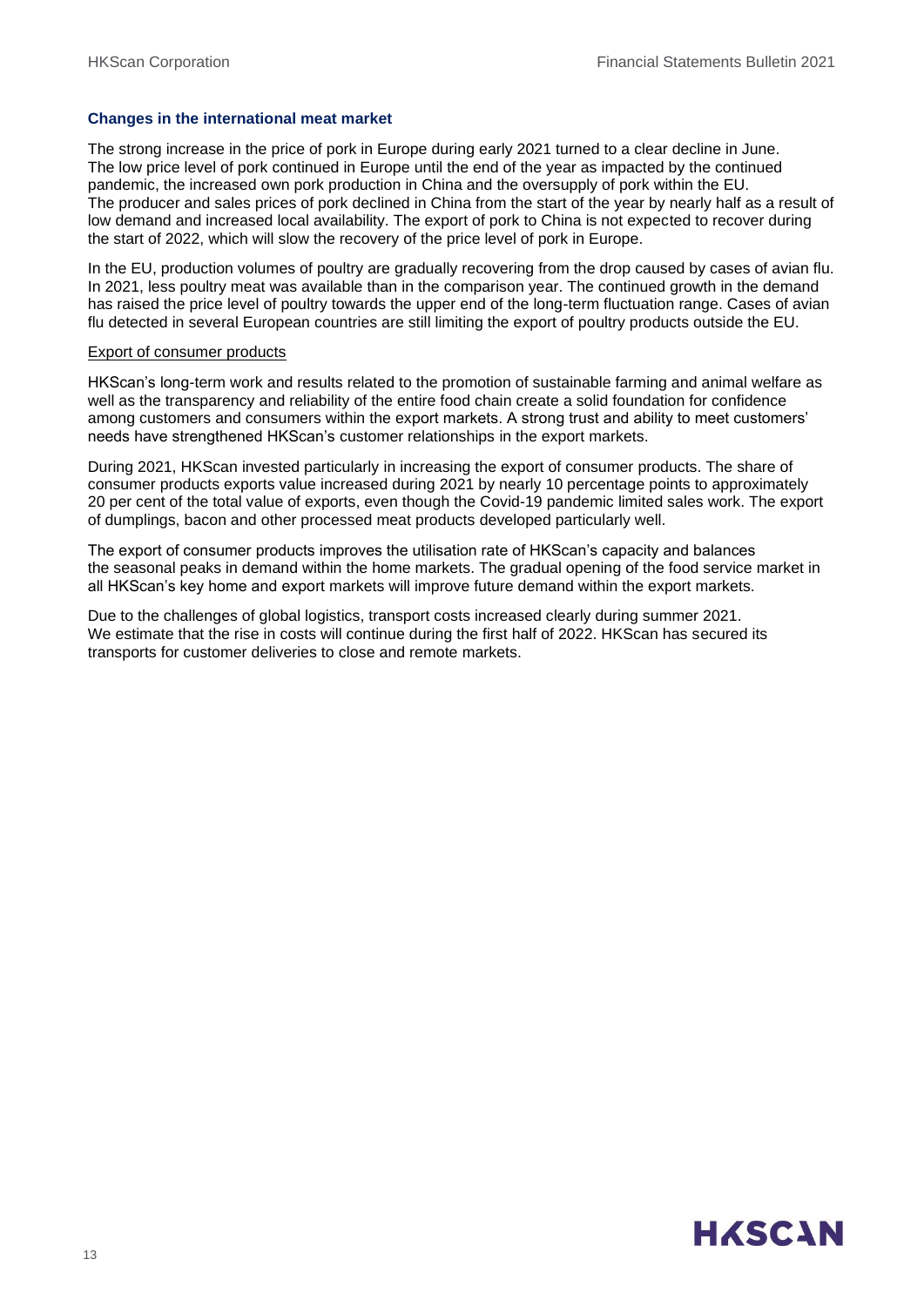## Changes in the international meat market

The strong increase in the price of pork in Europe during early 2021 turned to a clear decline in June. The low price level of pork continued in Europe until the end of the year as impacted by the continued pandemic, the increased own pork production in China and the oversupply of pork within the EU. The producer and sales prices of pork declined in China from the start of the year by nearly half as a result of low demand and increased local availability. The export of pork to China is not expected to recover during the start of 2022, which will slow the recovery of the price level of pork in Europe.

In the EU, production volumes of poultry are gradually recovering from the drop caused by cases of avian flu. In 2021, less poultry meat was available than in the comparison year. The continued growth in the demand has raised the price level of poultry towards the upper end of the long-term fluctuation range. Cases of avian flu detected in several European countries are still limiting the export of poultry products outside the EU.

### Export of consumer products

HKScan's long-term work and results related to the promotion of sustainable farming and animal welfare as well as the transparency and reliability of the entire food chain create a solid foundation for confidence among customers and consumers within the export markets. A strong trust and ability to meet customers' needs have strengthened HKScan's customer relationships in the export markets.

During 2021, HKScan invested particularly in increasing the export of consumer products. The share of consumer products exports value increased during 2021 by nearly 10 percentage points to approximately 20 per cent of the total value of exports, even though the Covid-19 pandemic limited sales work. The export of dumplings, bacon and other processed meat products developed particularly well.

The export of consumer products improves the utilisation rate of HKScan's capacity and balances the seasonal peaks in demand within the home markets. The gradual opening of the food service market in all HKScan's key home and export markets will improve future demand within the export markets.

Due to the challenges of global logistics, transport costs increased clearly during summer 2021. We estimate that the rise in costs will continue during the first half of 2022. HKScan has secured its transports for customer deliveries to close and remote markets.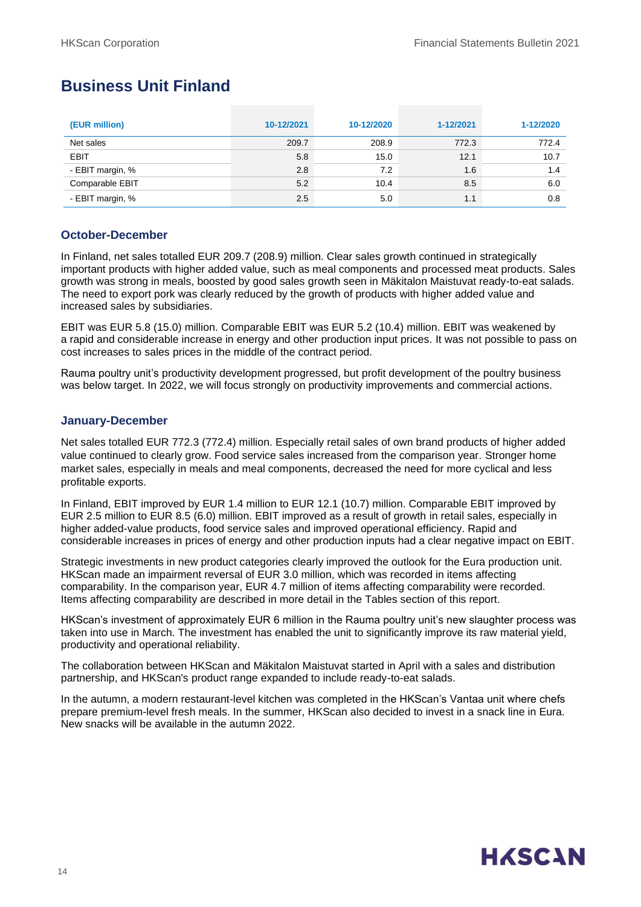# Business Unit Finland

| (EUR million) | 10-12/2021 | 10-12/2020 | 1-12/2021 | 1-12/2020 |
|---|---|---|---|---|
| Net sales | 209.7 | 208.9 | 772.3 | 772.4 |
| EBIT | 5.8 | 15.0 | 12.1 | 10.7 |
| - EBIT margin, % | 2.8 | 7.2 | 1.6 | 1.4 |
| Comparable EBIT | 5.2 | 10.4 | 8.5 | 6.0 |
| - EBIT margin, % | 2.5 | 5.0 | 1.1 | 0.8 |

## October-December

In Finland, net sales totalled EUR 209.7 (208.9) million. Clear sales growth continued in strategically important products with higher added value, such as meal components and processed meat products. Sales growth was strong in meals, boosted by good sales growth seen in Mäkitalon Maistuvat ready-to-eat salads. The need to export pork was clearly reduced by the growth of products with higher added value and increased sales by subsidiaries.

EBIT was EUR 5.8 (15.0) million. Comparable EBIT was EUR 5.2 (10.4) million. EBIT was weakened by a rapid and considerable increase in energy and other production input prices. It was not possible to pass on cost increases to sales prices in the middle of the contract period.

Rauma poultry unit's productivity development progressed, but profit development of the poultry business was below target. In 2022, we will focus strongly on productivity improvements and commercial actions.

## January-December

Net sales totalled EUR 772.3 (772.4) million. Especially retail sales of own brand products of higher added value continued to clearly grow. Food service sales increased from the comparison year. Stronger home market sales, especially in meals and meal components, decreased the need for more cyclical and less profitable exports.

In Finland, EBIT improved by EUR 1.4 million to EUR 12.1 (10.7) million. Comparable EBIT improved by EUR 2.5 million to EUR 8.5 (6.0) million. EBIT improved as a result of growth in retail sales, especially in higher added-value products, food service sales and improved operational efficiency. Rapid and considerable increases in prices of energy and other production inputs had a clear negative impact on EBIT.

Strategic investments in new product categories clearly improved the outlook for the Eura production unit. HKScan made an impairment reversal of EUR 3.0 million, which was recorded in items affecting comparability. In the comparison year, EUR 4.7 million of items affecting comparability were recorded. Items affecting comparability are described in more detail in the Tables section of this report.

HKScan's investment of approximately EUR 6 million in the Rauma poultry unit's new slaughter process was taken into use in March. The investment has enabled the unit to significantly improve its raw material yield, productivity and operational reliability.

The collaboration between HKScan and Mäkitalon Maistuvat started in April with a sales and distribution partnership, and HKScan's product range expanded to include ready-to-eat salads.

In the autumn, a modern restaurant-level kitchen was completed in the HKScan's Vantaa unit where chefs prepare premium-level fresh meals. In the summer, HKScan also decided to invest in a snack line in Eura. New snacks will be available in the autumn 2022.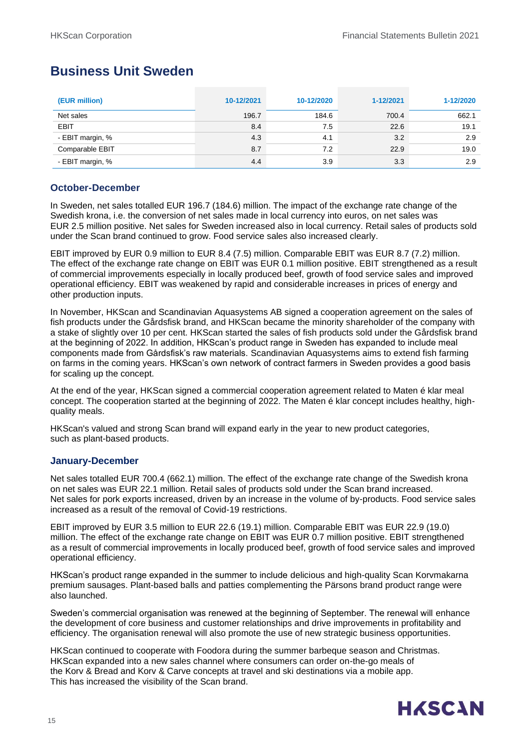# Business Unit Sweden

| (EUR million) | 10-12/2021 | 10-12/2020 | 1-12/2021 | 1-12/2020 |
|---|---|---|---|---|
| Net sales | 196.7 | 184.6 | 700.4 | 662.1 |
| EBIT | 8.4 | 7.5 | 22.6 | 19.1 |
| - EBIT margin, % | 4.3 | 4.1 | 3.2 | 2.9 |
| Comparable EBIT | 8.7 | 7.2 | 22.9 | 19.0 |
| - EBIT margin, % | 4.4 | 3.9 | 3.3 | 2.9 |

## October-December

In Sweden, net sales totalled EUR 196.7 (184.6) million. The impact of the exchange rate change of the Swedish krona, i.e. the conversion of net sales made in local currency into euros, on net sales was EUR 2.5 million positive. Net sales for Sweden increased also in local currency. Retail sales of products sold under the Scan brand continued to grow. Food service sales also increased clearly.

EBIT improved by EUR 0.9 million to EUR 8.4 (7.5) million. Comparable EBIT was EUR 8.7 (7.2) million. The effect of the exchange rate change on EBIT was EUR 0.1 million positive. EBIT strengthened as a result of commercial improvements especially in locally produced beef, growth of food service sales and improved operational efficiency. EBIT was weakened by rapid and considerable increases in prices of energy and other production inputs.

In November, HKScan and Scandinavian Aquasystems AB signed a cooperation agreement on the sales of fish products under the Gårdsfisk brand, and HKScan became the minority shareholder of the company with a stake of slightly over 10 per cent. HKScan started the sales of fish products sold under the Gårdsfisk brand at the beginning of 2022. In addition, HKScan's product range in Sweden has expanded to include meal components made from Gårdsfisk's raw materials. Scandinavian Aquasystems aims to extend fish farming on farms in the coming years. HKScan's own network of contract farmers in Sweden provides a good basis for scaling up the concept.

At the end of the year, HKScan signed a commercial cooperation agreement related to Maten é klar meal concept. The cooperation started at the beginning of 2022. The Maten é klar concept includes healthy, high-quality meals.

HKScan's valued and strong Scan brand will expand early in the year to new product categories, such as plant-based products.

## January-December

Net sales totalled EUR 700.4 (662.1) million. The effect of the exchange rate change of the Swedish krona on net sales was EUR 22.1 million. Retail sales of products sold under the Scan brand increased. Net sales for pork exports increased, driven by an increase in the volume of by-products. Food service sales increased as a result of the removal of Covid-19 restrictions.

EBIT improved by EUR 3.5 million to EUR 22.6 (19.1) million. Comparable EBIT was EUR 22.9 (19.0) million. The effect of the exchange rate change on EBIT was EUR 0.7 million positive. EBIT strengthened as a result of commercial improvements in locally produced beef, growth of food service sales and improved operational efficiency.

HKScan's product range expanded in the summer to include delicious and high-quality Scan Korvmakarna premium sausages. Plant-based balls and patties complementing the Pärsons brand product range were also launched.

Sweden's commercial organisation was renewed at the beginning of September. The renewal will enhance the development of core business and customer relationships and drive improvements in profitability and efficiency. The organisation renewal will also promote the use of new strategic business opportunities.

HKScan continued to cooperate with Foodora during the summer barbeque season and Christmas. HKScan expanded into a new sales channel where consumers can order on-the-go meals of the Korv & Bread and Korv & Carve concepts at travel and ski destinations via a mobile app. This has increased the visibility of the Scan brand.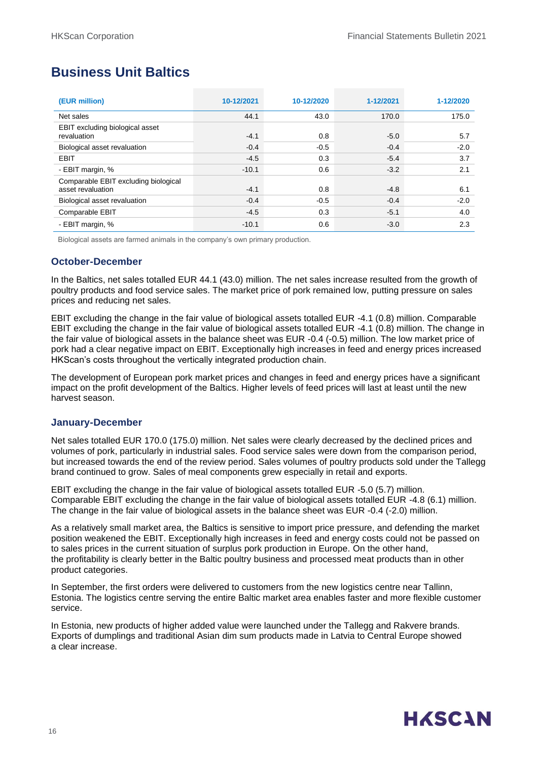# Business Unit Baltics

| (EUR million) | 10-12/2021 | 10-12/2020 | 1-12/2021 | 1-12/2020 |
|---|---|---|---|---|
| Net sales | 44.1 | 43.0 | 170.0 | 175.0 |
| EBIT excluding biological asset revaluation | -4.1 | 0.8 | -5.0 | 5.7 |
| Biological asset revaluation | -0.4 | -0.5 | -0.4 | -2.0 |
| EBIT | -4.5 | 0.3 | -5.4 | 3.7 |
| - EBIT margin, % | -10.1 | 0.6 | -3.2 | 2.1 |
| Comparable EBIT excluding biological asset revaluation | -4.1 | 0.8 | -4.8 | 6.1 |
| Biological asset revaluation | -0.4 | -0.5 | -0.4 | -2.0 |
| Comparable EBIT | -4.5 | 0.3 | -5.1 | 4.0 |
| - EBIT margin, % | -10.1 | 0.6 | -3.0 | 2.3 |

Biological assets are farmed animals in the company's own primary production.

## October-December

In the Baltics, net sales totalled EUR 44.1 (43.0) million. The net sales increase resulted from the growth of poultry products and food service sales. The market price of pork remained low, putting pressure on sales prices and reducing net sales.

EBIT excluding the change in the fair value of biological assets totalled EUR -4.1 (0.8) million. Comparable EBIT excluding the change in the fair value of biological assets totalled EUR -4.1 (0.8) million. The change in the fair value of biological assets in the balance sheet was EUR -0.4 (-0.5) million. The low market price of pork had a clear negative impact on EBIT. Exceptionally high increases in feed and energy prices increased HKScan's costs throughout the vertically integrated production chain.

The development of European pork market prices and changes in feed and energy prices have a significant impact on the profit development of the Baltics. Higher levels of feed prices will last at least until the new harvest season.

## January-December

Net sales totalled EUR 170.0 (175.0) million. Net sales were clearly decreased by the declined prices and volumes of pork, particularly in industrial sales. Food service sales were down from the comparison period, but increased towards the end of the review period. Sales volumes of poultry products sold under the Tallegg brand continued to grow. Sales of meal components grew especially in retail and exports.

EBIT excluding the change in the fair value of biological assets totalled EUR -5.0 (5.7) million. Comparable EBIT excluding the change in the fair value of biological assets totalled EUR -4.8 (6.1) million. The change in the fair value of biological assets in the balance sheet was EUR -0.4 (-2.0) million.

As a relatively small market area, the Baltics is sensitive to import price pressure, and defending the market position weakened the EBIT. Exceptionally high increases in feed and energy costs could not be passed on to sales prices in the current situation of surplus pork production in Europe. On the other hand, the profitability is clearly better in the Baltic poultry business and processed meat products than in other product categories.

In September, the first orders were delivered to customers from the new logistics centre near Tallinn, Estonia. The logistics centre serving the entire Baltic market area enables faster and more flexible customer service.

In Estonia, new products of higher added value were launched under the Tallegg and Rakvere brands. Exports of dumplings and traditional Asian dim sum products made in Latvia to Central Europe showed a clear increase.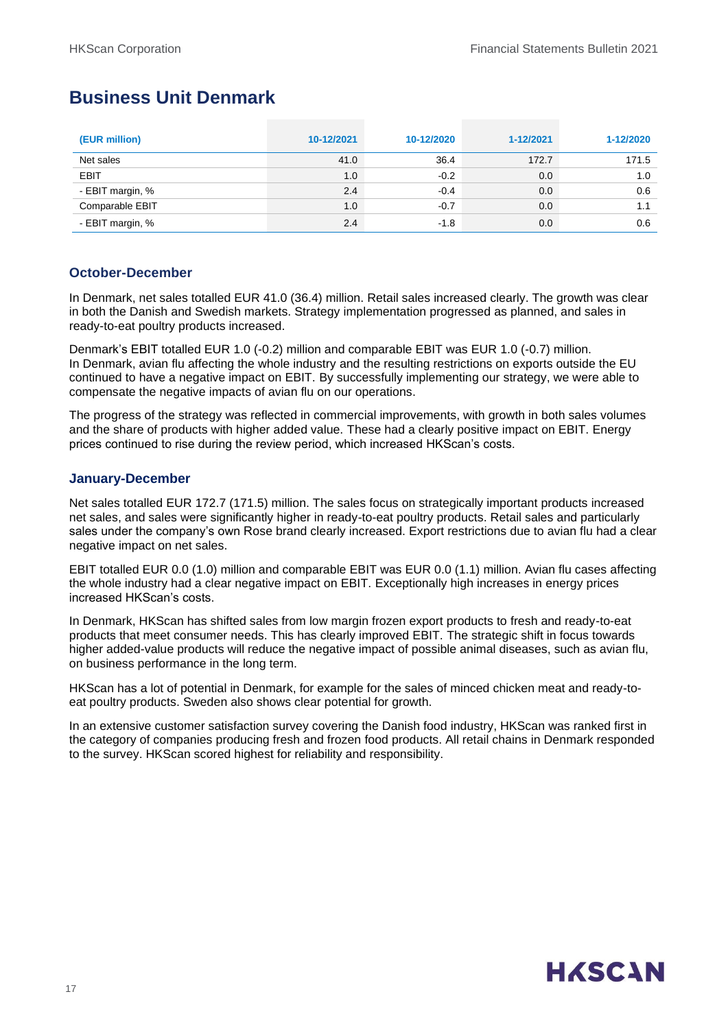# Business Unit Denmark

| (EUR million) | 10-12/2021 | 10-12/2020 | 1-12/2021 | 1-12/2020 |
|---|---|---|---|---|
| Net sales | 41.0 | 36.4 | 172.7 | 171.5 |
| EBIT | 1.0 | -0.2 | 0.0 | 1.0 |
| - EBIT margin, % | 2.4 | -0.4 | 0.0 | 0.6 |
| Comparable EBIT | 1.0 | -0.7 | 0.0 | 1.1 |
| - EBIT margin, % | 2.4 | -1.8 | 0.0 | 0.6 |

## October-December

In Denmark, net sales totalled EUR 41.0 (36.4) million. Retail sales increased clearly. The growth was clear in both the Danish and Swedish markets. Strategy implementation progressed as planned, and sales in ready-to-eat poultry products increased.

Denmark's EBIT totalled EUR 1.0 (-0.2) million and comparable EBIT was EUR 1.0 (-0.7) million. In Denmark, avian flu affecting the whole industry and the resulting restrictions on exports outside the EU continued to have a negative impact on EBIT. By successfully implementing our strategy, we were able to compensate the negative impacts of avian flu on our operations.

The progress of the strategy was reflected in commercial improvements, with growth in both sales volumes and the share of products with higher added value. These had a clearly positive impact on EBIT. Energy prices continued to rise during the review period, which increased HKScan's costs.

## January-December

Net sales totalled EUR 172.7 (171.5) million. The sales focus on strategically important products increased net sales, and sales were significantly higher in ready-to-eat poultry products. Retail sales and particularly sales under the company's own Rose brand clearly increased. Export restrictions due to avian flu had a clear negative impact on net sales.

EBIT totalled EUR 0.0 (1.0) million and comparable EBIT was EUR 0.0 (1.1) million. Avian flu cases affecting the whole industry had a clear negative impact on EBIT. Exceptionally high increases in energy prices increased HKScan's costs.

In Denmark, HKScan has shifted sales from low margin frozen export products to fresh and ready-to-eat products that meet consumer needs. This has clearly improved EBIT. The strategic shift in focus towards higher added-value products will reduce the negative impact of possible animal diseases, such as avian flu, on business performance in the long term.

HKScan has a lot of potential in Denmark, for example for the sales of minced chicken meat and ready-to-eat poultry products. Sweden also shows clear potential for growth.

In an extensive customer satisfaction survey covering the Danish food industry, HKScan was ranked first in the category of companies producing fresh and frozen food products. All retail chains in Denmark responded to the survey. HKScan scored highest for reliability and responsibility.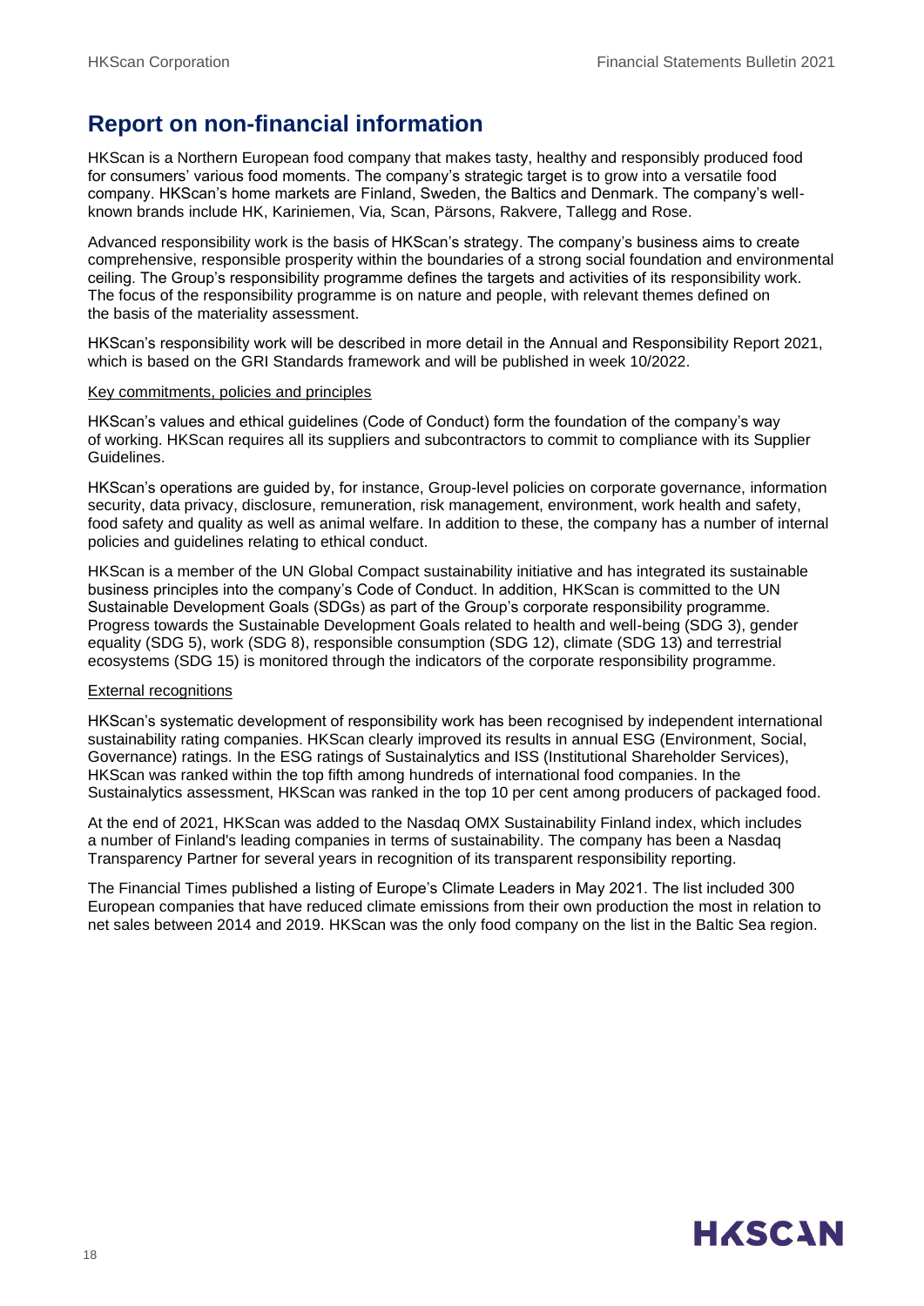# Report on non-financial information

HKScan is a Northern European food company that makes tasty, healthy and responsibly produced food for consumers' various food moments. The company's strategic target is to grow into a versatile food company. HKScan's home markets are Finland, Sweden, the Baltics and Denmark. The company's well-known brands include HK, Kariniemen, Via, Scan, Pärsons, Rakvere, Tallegg and Rose.

Advanced responsibility work is the basis of HKScan's strategy. The company's business aims to create comprehensive, responsible prosperity within the boundaries of a strong social foundation and environmental ceiling. The Group's responsibility programme defines the targets and activities of its responsibility work. The focus of the responsibility programme is on nature and people, with relevant themes defined on the basis of the materiality assessment.

HKScan's responsibility work will be described in more detail in the Annual and Responsibility Report 2021, which is based on the GRI Standards framework and will be published in week 10/2022.

## Key commitments, policies and principles

HKScan's values and ethical guidelines (Code of Conduct) form the foundation of the company's way of working. HKScan requires all its suppliers and subcontractors to commit to compliance with its Supplier Guidelines.

HKScan's operations are guided by, for instance, Group-level policies on corporate governance, information security, data privacy, disclosure, remuneration, risk management, environment, work health and safety, food safety and quality as well as animal welfare. In addition to these, the company has a number of internal policies and guidelines relating to ethical conduct.

HKScan is a member of the UN Global Compact sustainability initiative and has integrated its sustainable business principles into the company's Code of Conduct. In addition, HKScan is committed to the UN Sustainable Development Goals (SDGs) as part of the Group's corporate responsibility programme. Progress towards the Sustainable Development Goals related to health and well-being (SDG 3), gender equality (SDG 5), work (SDG 8), responsible consumption (SDG 12), climate (SDG 13) and terrestrial ecosystems (SDG 15) is monitored through the indicators of the corporate responsibility programme.

## External recognitions

HKScan's systematic development of responsibility work has been recognised by independent international sustainability rating companies. HKScan clearly improved its results in annual ESG (Environment, Social, Governance) ratings. In the ESG ratings of Sustainalytics and ISS (Institutional Shareholder Services), HKScan was ranked within the top fifth among hundreds of international food companies. In the Sustainalytics assessment, HKScan was ranked in the top 10 per cent among producers of packaged food.

At the end of 2021, HKScan was added to the Nasdaq OMX Sustainability Finland index, which includes a number of Finland's leading companies in terms of sustainability. The company has been a Nasdaq Transparency Partner for several years in recognition of its transparent responsibility reporting.

The Financial Times published a listing of Europe's Climate Leaders in May 2021. The list included 300 European companies that have reduced climate emissions from their own production the most in relation to net sales between 2014 and 2019. HKScan was the only food company on the list in the Baltic Sea region.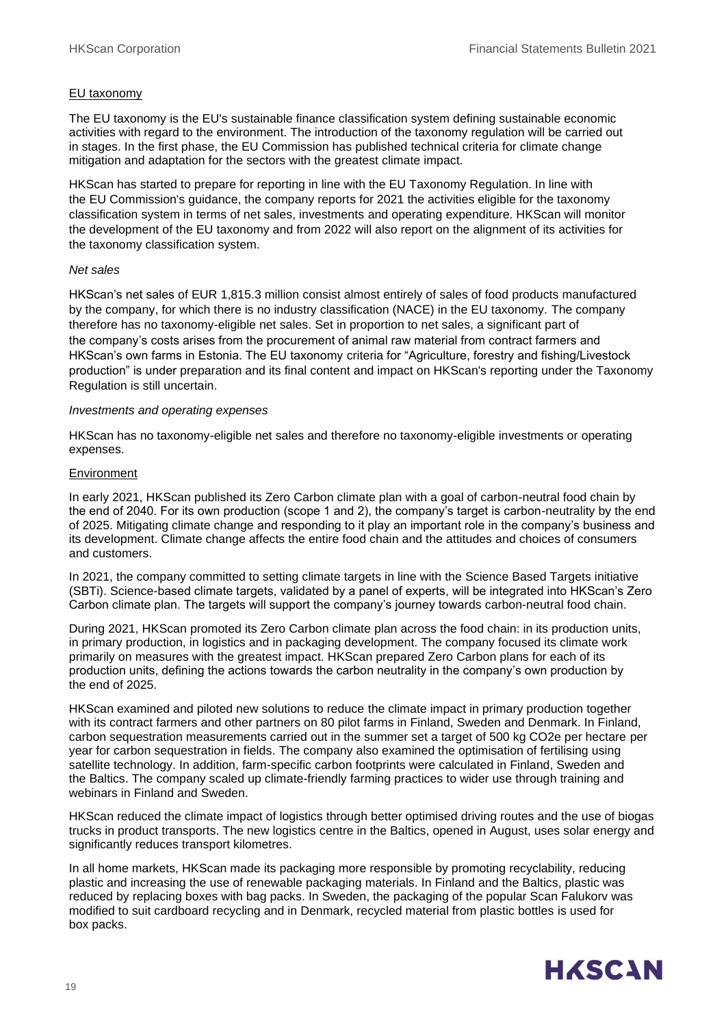## EU taxonomy

The EU taxonomy is the EU's sustainable finance classification system defining sustainable economic activities with regard to the environment. The introduction of the taxonomy regulation will be carried out in stages. In the first phase, the EU Commission has published technical criteria for climate change mitigation and adaptation for the sectors with the greatest climate impact.

HKScan has started to prepare for reporting in line with the EU Taxonomy Regulation. In line with the EU Commission's guidance, the company reports for 2021 the activities eligible for the taxonomy classification system in terms of net sales, investments and operating expenditure. HKScan will monitor the development of the EU taxonomy and from 2022 will also report on the alignment of its activities for the taxonomy classification system.

*Net sales*

HKScan's net sales of EUR 1,815.3 million consist almost entirely of sales of food products manufactured by the company, for which there is no industry classification (NACE) in the EU taxonomy. The company therefore has no taxonomy-eligible net sales. Set in proportion to net sales, a significant part of the company's costs arises from the procurement of animal raw material from contract farmers and HKScan's own farms in Estonia. The EU taxonomy criteria for "Agriculture, forestry and fishing/Livestock production" is under preparation and its final content and impact on HKScan's reporting under the Taxonomy Regulation is still uncertain.

*Investments and operating expenses*

HKScan has no taxonomy-eligible net sales and therefore no taxonomy-eligible investments or operating expenses.

## Environment

In early 2021, HKScan published its Zero Carbon climate plan with a goal of carbon-neutral food chain by the end of 2040. For its own production (scope 1 and 2), the company's target is carbon-neutrality by the end of 2025. Mitigating climate change and responding to it play an important role in the company's business and its development. Climate change affects the entire food chain and the attitudes and choices of consumers and customers.

In 2021, the company committed to setting climate targets in line with the Science Based Targets initiative (SBTi). Science-based climate targets, validated by a panel of experts, will be integrated into HKScan's Zero Carbon climate plan. The targets will support the company's journey towards carbon-neutral food chain.

During 2021, HKScan promoted its Zero Carbon climate plan across the food chain: in its production units, in primary production, in logistics and in packaging development. The company focused its climate work primarily on measures with the greatest impact. HKScan prepared Zero Carbon plans for each of its production units, defining the actions towards the carbon neutrality in the company's own production by the end of 2025.

HKScan examined and piloted new solutions to reduce the climate impact in primary production together with its contract farmers and other partners on 80 pilot farms in Finland, Sweden and Denmark. In Finland, carbon sequestration measurements carried out in the summer set a target of 500 kg $CO_2e$ per hectare per year for carbon sequestration in fields. The company also examined the optimisation of fertilising using satellite technology. In addition, farm-specific carbon footprints were calculated in Finland, Sweden and the Baltics. The company scaled up climate-friendly farming practices to wider use through training and webinars in Finland and Sweden.

HKScan reduced the climate impact of logistics through better optimised driving routes and the use of biogas trucks in product transports. The new logistics centre in the Baltics, opened in August, uses solar energy and significantly reduces transport kilometres.

In all home markets, HKScan made its packaging more responsible by promoting recyclability, reducing plastic and increasing the use of renewable packaging materials. In Finland and the Baltics, plastic was reduced by replacing boxes with bag packs. In Sweden, the packaging of the popular Scan Falukorv was modified to suit cardboard recycling and in Denmark, recycled material from plastic bottles is used for box packs.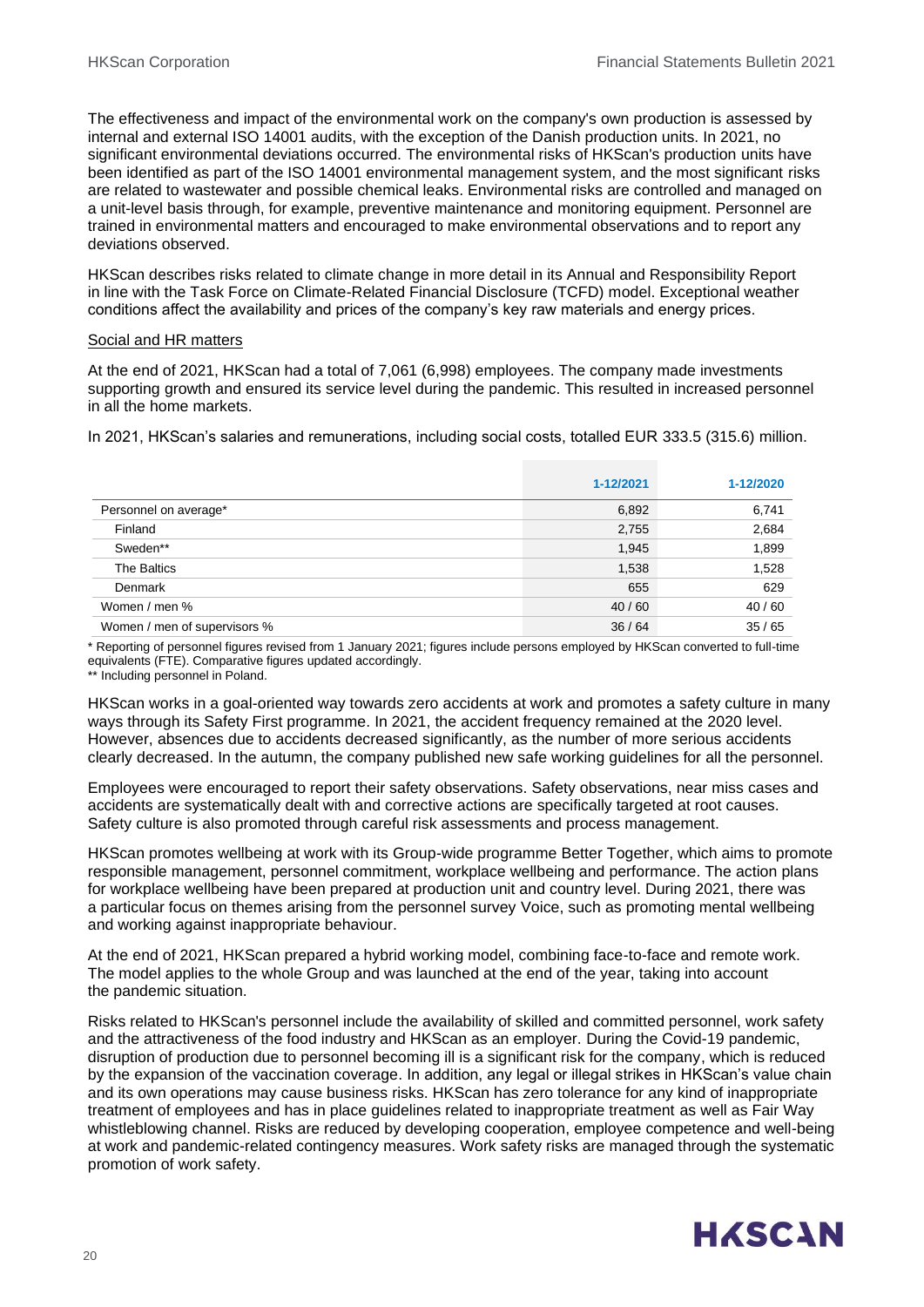The effectiveness and impact of the environmental work on the company's own production is assessed by internal and external ISO 14001 audits, with the exception of the Danish production units. In 2021, no significant environmental deviations occurred. The environmental risks of HKScan's production units have been identified as part of the ISO 14001 environmental management system, and the most significant risks are related to wastewater and possible chemical leaks. Environmental risks are controlled and managed on a unit-level basis through, for example, preventive maintenance and monitoring equipment. Personnel are trained in environmental matters and encouraged to make environmental observations and to report any deviations observed.

HKScan describes risks related to climate change in more detail in its Annual and Responsibility Report in line with the Task Force on Climate-Related Financial Disclosure (TCFD) model. Exceptional weather conditions affect the availability and prices of the company's key raw materials and energy prices.

Social and HR matters

At the end of 2021, HKScan had a total of 7,061 (6,998) employees. The company made investments supporting growth and ensured its service level during the pandemic. This resulted in increased personnel in all the home markets.

In 2021, HKScan's salaries and remunerations, including social costs, totalled EUR 333.5 (315.6) million.

| | 1-12/2021 | 1-12/2020 |
|---|---|---|
| Personnel on average* | 6,892 | 6,741 |
| Finland | 2,755 | 2,684 |
| Sweden** | 1,945 | 1,899 |
| The Baltics | 1,538 | 1,528 |
| Denmark | 655 | 629 |
| Women / men % | 40 / 60 | 40 / 60 |
| Women / men of supervisors % | 36 / 64 | 35 / 65 |

* Reporting of personnel figures revised from 1 January 2021; figures include persons employed by HKScan converted to full-time equivalents (FTE). Comparative figures updated accordingly.
** Including personnel in Poland.

HKScan works in a goal-oriented way towards zero accidents at work and promotes a safety culture in many ways through its Safety First programme. In 2021, the accident frequency remained at the 2020 level. However, absences due to accidents decreased significantly, as the number of more serious accidents clearly decreased. In the autumn, the company published new safe working guidelines for all the personnel.

Employees were encouraged to report their safety observations. Safety observations, near miss cases and accidents are systematically dealt with and corrective actions are specifically targeted at root causes. Safety culture is also promoted through careful risk assessments and process management.

HKScan promotes wellbeing at work with its Group-wide programme Better Together, which aims to promote responsible management, personnel commitment, workplace wellbeing and performance. The action plans for workplace wellbeing have been prepared at production unit and country level. During 2021, there was a particular focus on themes arising from the personnel survey Voice, such as promoting mental wellbeing and working against inappropriate behaviour.

At the end of 2021, HKScan prepared a hybrid working model, combining face-to-face and remote work. The model applies to the whole Group and was launched at the end of the year, taking into account the pandemic situation.

Risks related to HKScan's personnel include the availability of skilled and committed personnel, work safety and the attractiveness of the food industry and HKScan as an employer. During the Covid-19 pandemic, disruption of production due to personnel becoming ill is a significant risk for the company, which is reduced by the expansion of the vaccination coverage. In addition, any legal or illegal strikes in HKScan's value chain and its own operations may cause business risks. HKScan has zero tolerance for any kind of inappropriate treatment of employees and has in place guidelines related to inappropriate treatment as well as Fair Way whistleblowing channel. Risks are reduced by developing cooperation, employee competence and well-being at work and pandemic-related contingency measures. Work safety risks are managed through the systematic promotion of work safety.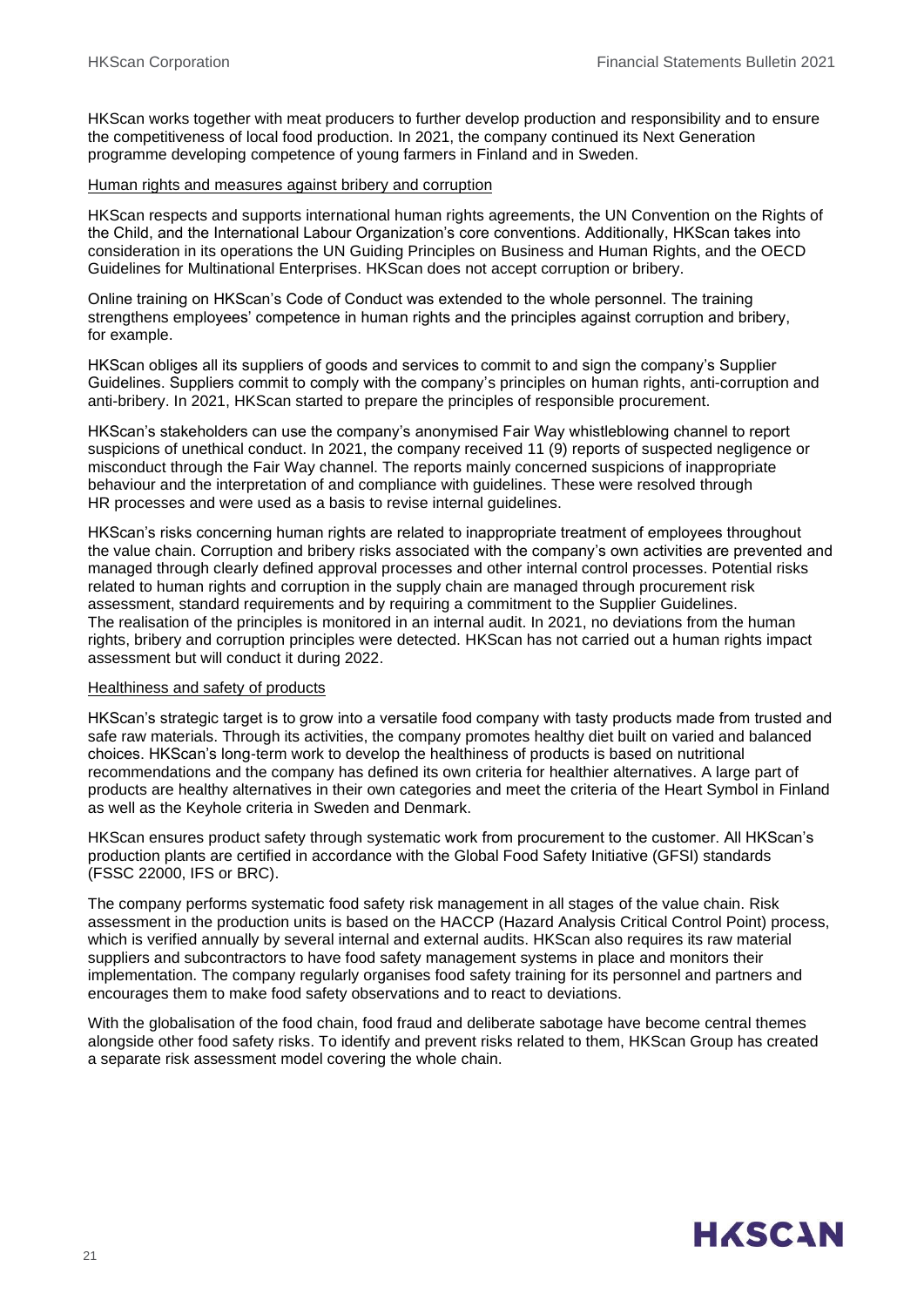HKScan works together with meat producers to further develop production and responsibility and to ensure the competitiveness of local food production. In 2021, the company continued its Next Generation programme developing competence of young farmers in Finland and in Sweden.

### Human rights and measures against bribery and corruption

HKScan respects and supports international human rights agreements, the UN Convention on the Rights of the Child, and the International Labour Organization's core conventions. Additionally, HKScan takes into consideration in its operations the UN Guiding Principles on Business and Human Rights, and the OECD Guidelines for Multinational Enterprises. HKScan does not accept corruption or bribery.

Online training on HKScan's Code of Conduct was extended to the whole personnel. The training strengthens employees' competence in human rights and the principles against corruption and bribery, for example.

HKScan obliges all its suppliers of goods and services to commit to and sign the company's Supplier Guidelines. Suppliers commit to comply with the company's principles on human rights, anti-corruption and anti-bribery. In 2021, HKScan started to prepare the principles of responsible procurement.

HKScan's stakeholders can use the company's anonymised Fair Way whistleblowing channel to report suspicions of unethical conduct. In 2021, the company received 11 (9) reports of suspected negligence or misconduct through the Fair Way channel. The reports mainly concerned suspicions of inappropriate behaviour and the interpretation of and compliance with guidelines. These were resolved through HR processes and were used as a basis to revise internal guidelines.

HKScan's risks concerning human rights are related to inappropriate treatment of employees throughout the value chain. Corruption and bribery risks associated with the company's own activities are prevented and managed through clearly defined approval processes and other internal control processes. Potential risks related to human rights and corruption in the supply chain are managed through procurement risk assessment, standard requirements and by requiring a commitment to the Supplier Guidelines. The realisation of the principles is monitored in an internal audit. In 2021, no deviations from the human rights, bribery and corruption principles were detected. HKScan has not carried out a human rights impact assessment but will conduct it during 2022.

### Healthiness and safety of products

HKScan's strategic target is to grow into a versatile food company with tasty products made from trusted and safe raw materials. Through its activities, the company promotes healthy diet built on varied and balanced choices. HKScan's long-term work to develop the healthiness of products is based on nutritional recommendations and the company has defined its own criteria for healthier alternatives. A large part of products are healthy alternatives in their own categories and meet the criteria of the Heart Symbol in Finland as well as the Keyhole criteria in Sweden and Denmark.

HKScan ensures product safety through systematic work from procurement to the customer. All HKScan's production plants are certified in accordance with the Global Food Safety Initiative (GFSI) standards (FSSC 22000, IFS or BRC).

The company performs systematic food safety risk management in all stages of the value chain. Risk assessment in the production units is based on the HACCP (Hazard Analysis Critical Control Point) process, which is verified annually by several internal and external audits. HKScan also requires its raw material suppliers and subcontractors to have food safety management systems in place and monitors their implementation. The company regularly organises food safety training for its personnel and partners and encourages them to make food safety observations and to react to deviations.

With the globalisation of the food chain, food fraud and deliberate sabotage have become central themes alongside other food safety risks. To identify and prevent risks related to them, HKScan Group has created a separate risk assessment model covering the whole chain.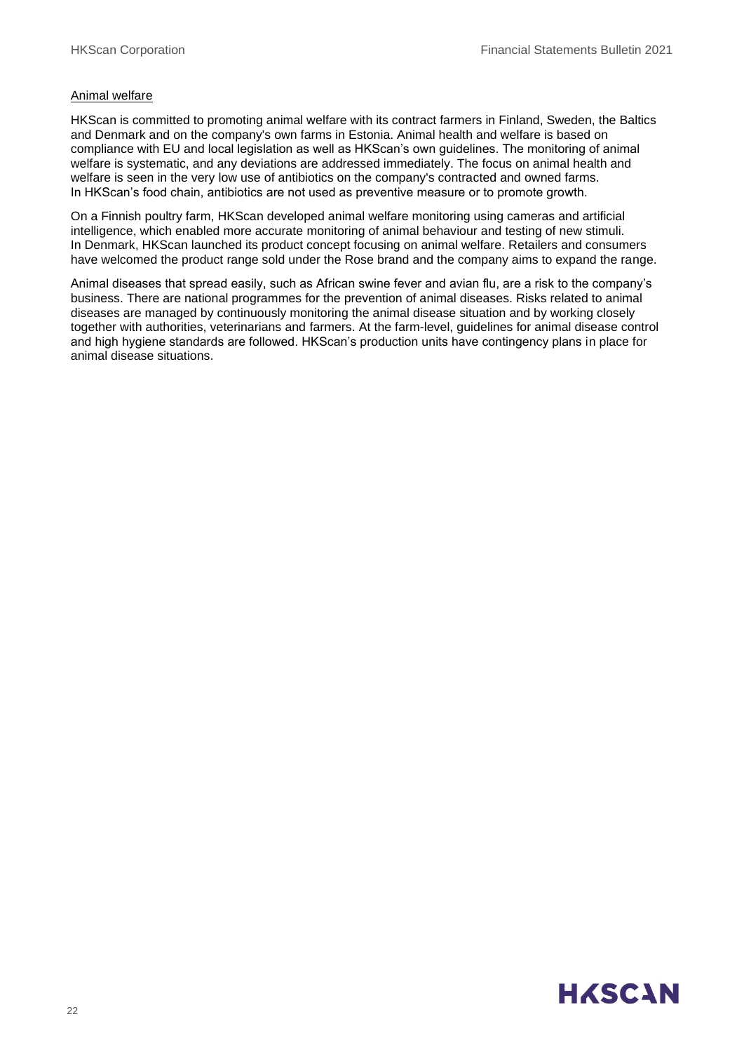Animal welfare

HKScan is committed to promoting animal welfare with its contract farmers in Finland, Sweden, the Baltics and Denmark and on the company's own farms in Estonia. Animal health and welfare is based on compliance with EU and local legislation as well as HKScan's own guidelines. The monitoring of animal welfare is systematic, and any deviations are addressed immediately. The focus on animal health and welfare is seen in the very low use of antibiotics on the company's contracted and owned farms. In HKScan's food chain, antibiotics are not used as preventive measure or to promote growth.

On a Finnish poultry farm, HKScan developed animal welfare monitoring using cameras and artificial intelligence, which enabled more accurate monitoring of animal behaviour and testing of new stimuli. In Denmark, HKScan launched its product concept focusing on animal welfare. Retailers and consumers have welcomed the product range sold under the Rose brand and the company aims to expand the range.

Animal diseases that spread easily, such as African swine fever and avian flu, are a risk to the company's business. There are national programmes for the prevention of animal diseases. Risks related to animal diseases are managed by continuously monitoring the animal disease situation and by working closely together with authorities, veterinarians and farmers. At the farm-level, guidelines for animal disease control and high hygiene standards are followed. HKScan's production units have contingency plans in place for animal disease situations.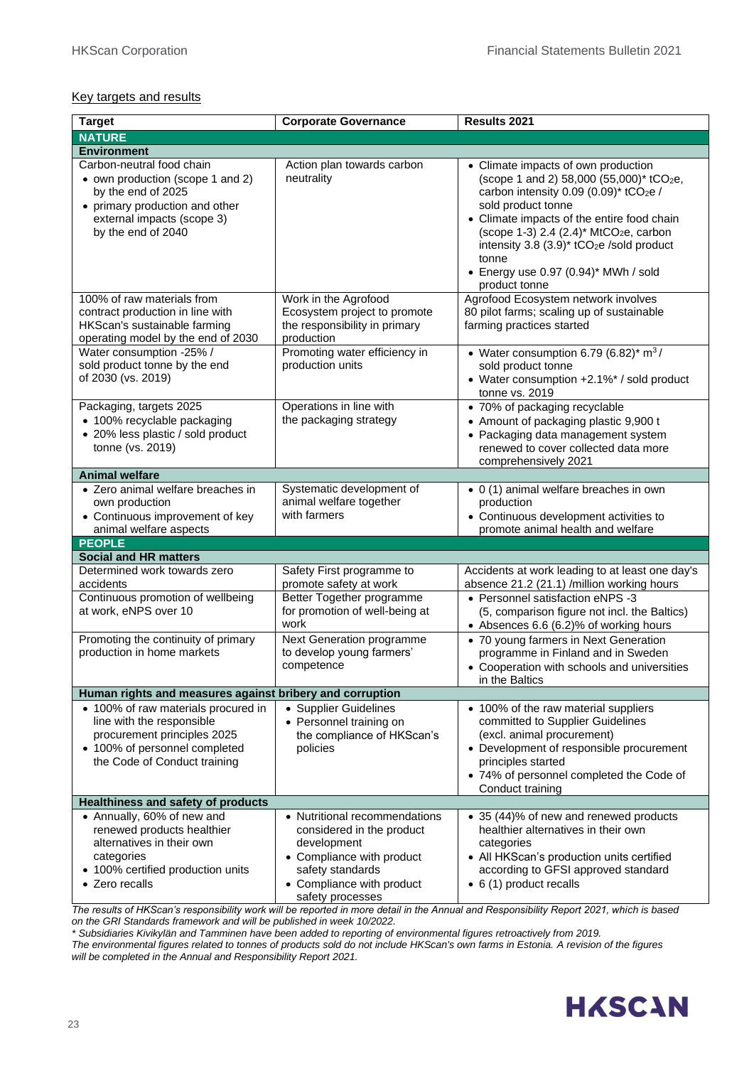Key targets and results

| Target | Corporate Governance | Results 2021 |
|---|---|---|
| **NATURE** | | |
| **Environment** | | |
| Carbon-neutral food chain<br>• own production (scope 1 and 2) by the end of 2025<br>• primary production and other external impacts (scope 3) by the end of 2040 | Action plan towards carbon neutrality | • Climate impacts of own production (scope 1 and 2) 58,000 (55,000)* $tCO_2e$, carbon intensity 0.09 (0.09)* $tCO_2e$ / sold product tonne<br>• Climate impacts of the entire food chain (scope 1-3) 2.4 (2.4)* $MtCO_2e$, carbon intensity 3.8 (3.9)* $tCO_2e$ /sold product tonne<br>• Energy use 0.97 (0.94)* MWh / sold product tonne |
| 100% of raw materials from contract production in line with HKScan's sustainable farming operating model by the end of 2030 | Work in the Agrofood Ecosystem project to promote the responsibility in primary production | Agrofood Ecosystem network involves 80 pilot farms; scaling up of sustainable farming practices started |
| Water consumption -25% / sold product tonne by the end of 2030 (vs. 2019) | Promoting water efficiency in production units | • Water consumption 6.79 (6.82)* $m^3$ / sold product tonne<br>• Water consumption +2.1%* / sold product tonne vs. 2019 |
| Packaging, targets 2025<br>• 100% recyclable packaging<br>• 20% less plastic / sold product tonne (vs. 2019) | Operations in line with the packaging strategy | • 70% of packaging recyclable<br>• Amount of packaging plastic 9,900 t<br>• Packaging data management system renewed to cover collected data more comprehensively 2021 |
| **Animal welfare** | | |
| • Zero animal welfare breaches in own production<br>• Continuous improvement of key animal welfare aspects | Systematic development of animal welfare together with farmers | • 0 (1) animal welfare breaches in own production<br>• Continuous development activities to promote animal health and welfare |
| **PEOPLE** | | |
| **Social and HR matters** | | |
| Determined work towards zero accidents | Safety First programme to promote safety at work | Accidents at work leading to at least one day's absence 21.2 (21.1) /million working hours |
| Continuous promotion of wellbeing at work, eNPS over 10 | Better Together programme for promotion of well-being at work | • Personnel satisfaction eNPS -3 (5, comparison figure not incl. the Baltics)<br>• Absences 6.6 (6.2)% of working hours |
| Promoting the continuity of primary production in home markets | Next Generation programme to develop young farmers' competence | • 70 young farmers in Next Generation programme in Finland and in Sweden<br>• Cooperation with schools and universities in the Baltics |
| **Human rights and measures against bribery and corruption** | | |
| • 100% of raw materials procured in line with the responsible procurement principles 2025<br>• 100% of personnel completed the Code of Conduct training | • Supplier Guidelines<br>• Personnel training on the compliance of HKScan's policies | • 100% of the raw material suppliers committed to Supplier Guidelines (excl. animal procurement)<br>• Development of responsible procurement principles started<br>• 74% of personnel completed the Code of Conduct training |
| **Healthiness and safety of products** | | |
| • Annually, 60% of new and renewed products healthier alternatives in their own categories<br>• 100% certified production units<br>• Zero recalls | • Nutritional recommendations considered in the product development<br>• Compliance with product safety standards<br>• Compliance with product safety processes | • 35 (44)% of new and renewed products healthier alternatives in their own categories<br>• All HKScan's production units certified according to GFSI approved standard<br>• 6 (1) product recalls |

*The results of HKScan's responsibility work will be reported in more detail in the Annual and Responsibility Report 2021, which is based on the GRI Standards framework and will be published in week 10/2022.*

*\* Subsidiaries Kivikylän and Tamminen have been added to reporting of environmental figures retroactively from 2019.*

*The environmental figures related to tonnes of products sold do not include HKScan's own farms in Estonia. A revision of the figures will be completed in the Annual and Responsibility Report 2021.*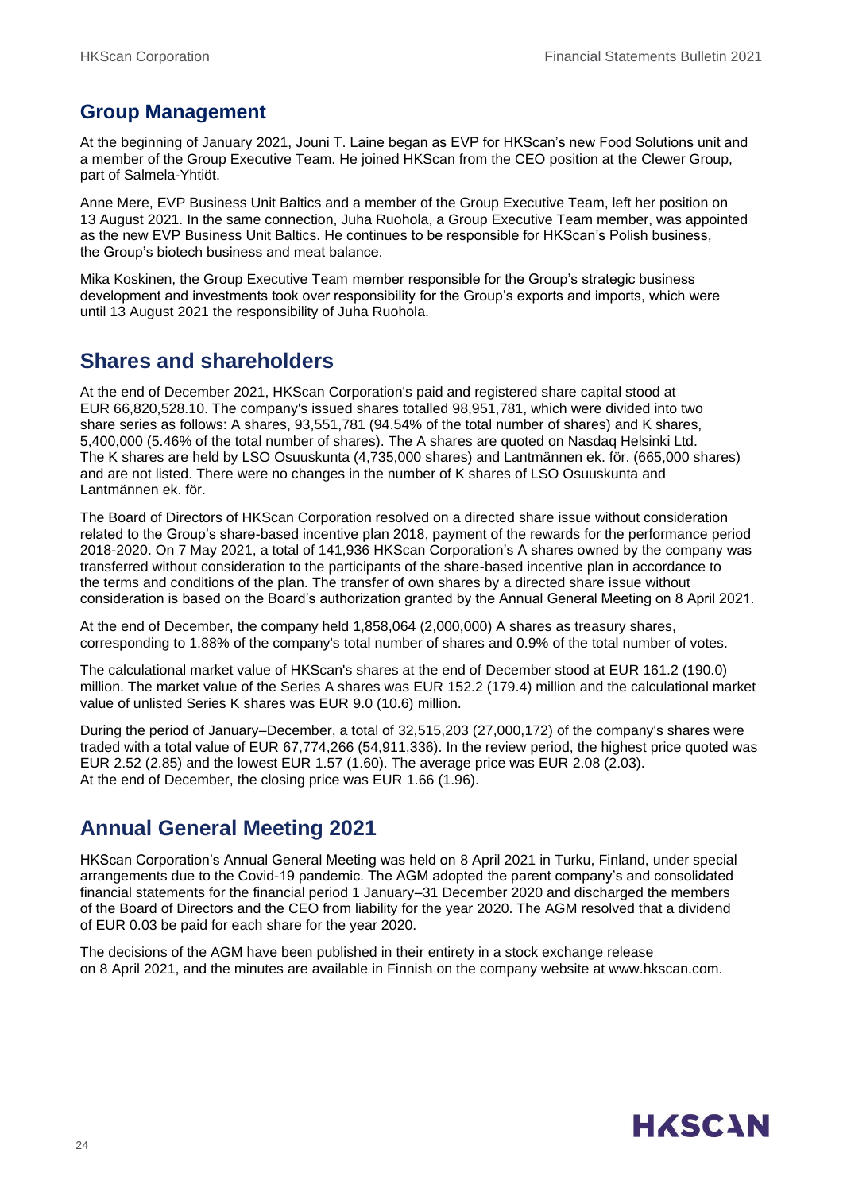## Group Management

At the beginning of January 2021, Jouni T. Laine began as EVP for HKScan's new Food Solutions unit and a member of the Group Executive Team. He joined HKScan from the CEO position at the Clewer Group, part of Salmela-Yhtiöt.

Anne Mere, EVP Business Unit Baltics and a member of the Group Executive Team, left her position on 13 August 2021. In the same connection, Juha Ruohola, a Group Executive Team member, was appointed as the new EVP Business Unit Baltics. He continues to be responsible for HKScan's Polish business, the Group's biotech business and meat balance.

Mika Koskinen, the Group Executive Team member responsible for the Group's strategic business development and investments took over responsibility for the Group's exports and imports, which were until 13 August 2021 the responsibility of Juha Ruohola.

## Shares and shareholders

At the end of December 2021, HKScan Corporation's paid and registered share capital stood at EUR 66,820,528.10. The company's issued shares totalled 98,951,781, which were divided into two share series as follows: A shares, 93,551,781 (94.54% of the total number of shares) and K shares, 5,400,000 (5.46% of the total number of shares). The A shares are quoted on Nasdaq Helsinki Ltd. The K shares are held by LSO Osuuskunta (4,735,000 shares) and Lantmännen ek. för. (665,000 shares) and are not listed. There were no changes in the number of K shares of LSO Osuuskunta and Lantmännen ek. för.

The Board of Directors of HKScan Corporation resolved on a directed share issue without consideration related to the Group's share-based incentive plan 2018, payment of the rewards for the performance period 2018-2020. On 7 May 2021, a total of 141,936 HKScan Corporation's A shares owned by the company was transferred without consideration to the participants of the share-based incentive plan in accordance to the terms and conditions of the plan. The transfer of own shares by a directed share issue without consideration is based on the Board's authorization granted by the Annual General Meeting on 8 April 2021.

At the end of December, the company held 1,858,064 (2,000,000) A shares as treasury shares, corresponding to 1.88% of the company's total number of shares and 0.9% of the total number of votes.

The calculational market value of HKScan's shares at the end of December stood at EUR 161.2 (190.0) million. The market value of the Series A shares was EUR 152.2 (179.4) million and the calculational market value of unlisted Series K shares was EUR 9.0 (10.6) million.

During the period of January–December, a total of 32,515,203 (27,000,172) of the company's shares were traded with a total value of EUR 67,774,266 (54,911,336). In the review period, the highest price quoted was EUR 2.52 (2.85) and the lowest EUR 1.57 (1.60). The average price was EUR 2.08 (2.03). At the end of December, the closing price was EUR 1.66 (1.96).

## Annual General Meeting 2021

HKScan Corporation's Annual General Meeting was held on 8 April 2021 in Turku, Finland, under special arrangements due to the Covid-19 pandemic. The AGM adopted the parent company's and consolidated financial statements for the financial period 1 January–31 December 2020 and discharged the members of the Board of Directors and the CEO from liability for the year 2020. The AGM resolved that a dividend of EUR 0.03 be paid for each share for the year 2020.

The decisions of the AGM have been published in their entirety in a stock exchange release on 8 April 2021, and the minutes are available in Finnish on the company website at www.hkscan.com.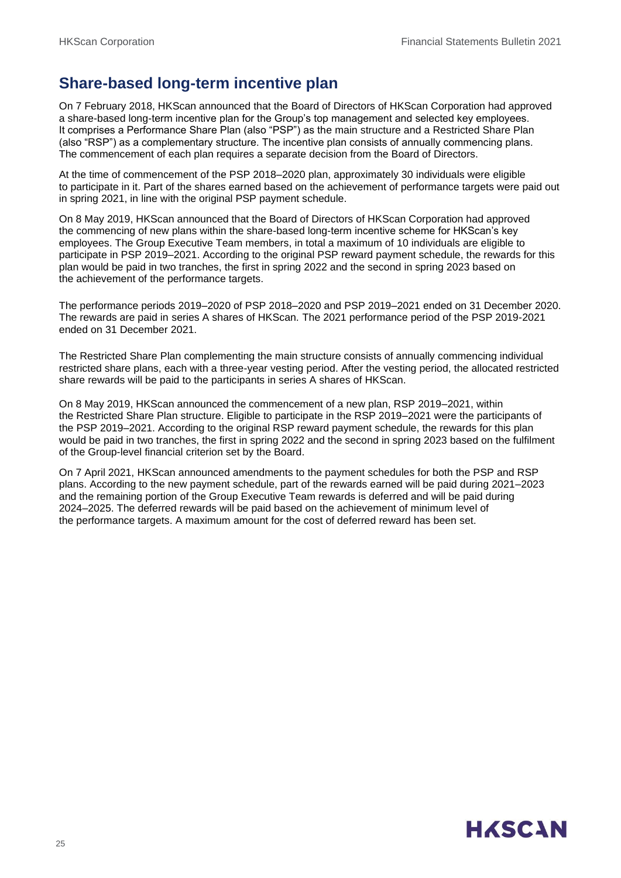## Share-based long-term incentive plan

On 7 February 2018, HKScan announced that the Board of Directors of HKScan Corporation had approved a share-based long-term incentive plan for the Group's top management and selected key employees. It comprises a Performance Share Plan (also "PSP") as the main structure and a Restricted Share Plan (also "RSP") as a complementary structure. The incentive plan consists of annually commencing plans. The commencement of each plan requires a separate decision from the Board of Directors.

At the time of commencement of the PSP 2018–2020 plan, approximately 30 individuals were eligible to participate in it. Part of the shares earned based on the achievement of performance targets were paid out in spring 2021, in line with the original PSP payment schedule.

On 8 May 2019, HKScan announced that the Board of Directors of HKScan Corporation had approved the commencing of new plans within the share-based long-term incentive scheme for HKScan's key employees. The Group Executive Team members, in total a maximum of 10 individuals are eligible to participate in PSP 2019–2021. According to the original PSP reward payment schedule, the rewards for this plan would be paid in two tranches, the first in spring 2022 and the second in spring 2023 based on the achievement of the performance targets.

The performance periods 2019–2020 of PSP 2018–2020 and PSP 2019–2021 ended on 31 December 2020. The rewards are paid in series A shares of HKScan. The 2021 performance period of the PSP 2019-2021 ended on 31 December 2021.

The Restricted Share Plan complementing the main structure consists of annually commencing individual restricted share plans, each with a three-year vesting period. After the vesting period, the allocated restricted share rewards will be paid to the participants in series A shares of HKScan.

On 8 May 2019, HKScan announced the commencement of a new plan, RSP 2019–2021, within the Restricted Share Plan structure. Eligible to participate in the RSP 2019–2021 were the participants of the PSP 2019–2021. According to the original RSP reward payment schedule, the rewards for this plan would be paid in two tranches, the first in spring 2022 and the second in spring 2023 based on the fulfilment of the Group-level financial criterion set by the Board.

On 7 April 2021, HKScan announced amendments to the payment schedules for both the PSP and RSP plans. According to the new payment schedule, part of the rewards earned will be paid during 2021–2023 and the remaining portion of the Group Executive Team rewards is deferred and will be paid during 2024–2025. The deferred rewards will be paid based on the achievement of minimum level of the performance targets. A maximum amount for the cost of deferred reward has been set.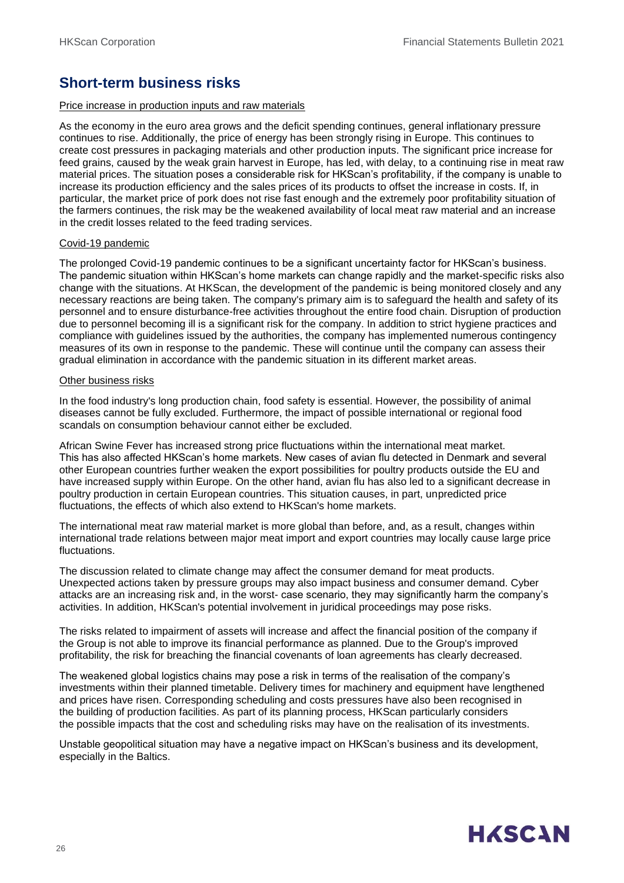## Short-term business risks

Price increase in production inputs and raw materials

As the economy in the euro area grows and the deficit spending continues, general inflationary pressure continues to rise. Additionally, the price of energy has been strongly rising in Europe. This continues to create cost pressures in packaging materials and other production inputs. The significant price increase for feed grains, caused by the weak grain harvest in Europe, has led, with delay, to a continuing rise in meat raw material prices. The situation poses a considerable risk for HKScan's profitability, if the company is unable to increase its production efficiency and the sales prices of its products to offset the increase in costs. If, in particular, the market price of pork does not rise fast enough and the extremely poor profitability situation of the farmers continues, the risk may be the weakened availability of local meat raw material and an increase in the credit losses related to the feed trading services.

Covid-19 pandemic

The prolonged Covid-19 pandemic continues to be a significant uncertainty factor for HKScan's business. The pandemic situation within HKScan's home markets can change rapidly and the market-specific risks also change with the situations. At HKScan, the development of the pandemic is being monitored closely and any necessary reactions are being taken. The company's primary aim is to safeguard the health and safety of its personnel and to ensure disturbance-free activities throughout the entire food chain. Disruption of production due to personnel becoming ill is a significant risk for the company. In addition to strict hygiene practices and compliance with guidelines issued by the authorities, the company has implemented numerous contingency measures of its own in response to the pandemic. These will continue until the company can assess their gradual elimination in accordance with the pandemic situation in its different market areas.

Other business risks

In the food industry's long production chain, food safety is essential. However, the possibility of animal diseases cannot be fully excluded. Furthermore, the impact of possible international or regional food scandals on consumption behaviour cannot either be excluded.

African Swine Fever has increased strong price fluctuations within the international meat market. This has also affected HKScan's home markets. New cases of avian flu detected in Denmark and several other European countries further weaken the export possibilities for poultry products outside the EU and have increased supply within Europe. On the other hand, avian flu has also led to a significant decrease in poultry production in certain European countries. This situation causes, in part, unpredicted price fluctuations, the effects of which also extend to HKScan's home markets.

The international meat raw material market is more global than before, and, as a result, changes within international trade relations between major meat import and export countries may locally cause large price fluctuations.

The discussion related to climate change may affect the consumer demand for meat products. Unexpected actions taken by pressure groups may also impact business and consumer demand. Cyber attacks are an increasing risk and, in the worst- case scenario, they may significantly harm the company's activities. In addition, HKScan's potential involvement in juridical proceedings may pose risks.

The risks related to impairment of assets will increase and affect the financial position of the company if the Group is not able to improve its financial performance as planned. Due to the Group's improved profitability, the risk for breaching the financial covenants of loan agreements has clearly decreased.

The weakened global logistics chains may pose a risk in terms of the realisation of the company's investments within their planned timetable. Delivery times for machinery and equipment have lengthened and prices have risen. Corresponding scheduling and costs pressures have also been recognised in the building of production facilities. As part of its planning process, HKScan particularly considers the possible impacts that the cost and scheduling risks may have on the realisation of its investments.

Unstable geopolitical situation may have a negative impact on HKScan's business and its development, especially in the Baltics.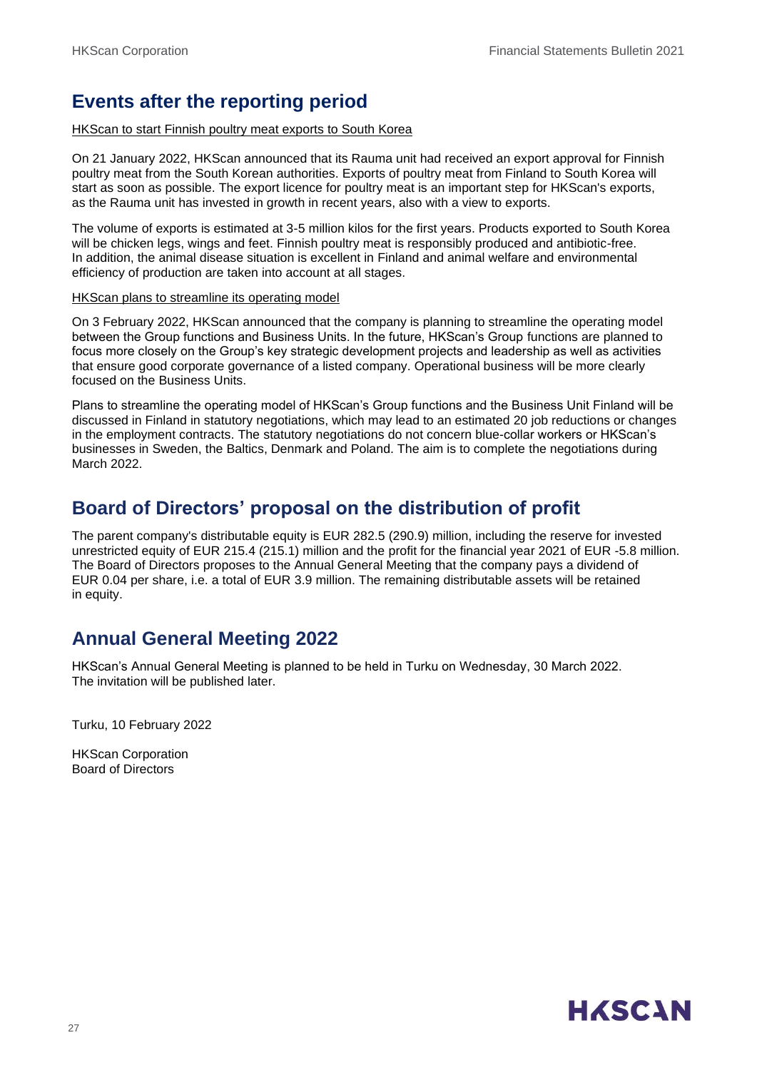## Events after the reporting period

HKScan to start Finnish poultry meat exports to South Korea

On 21 January 2022, HKScan announced that its Rauma unit had received an export approval for Finnish poultry meat from the South Korean authorities. Exports of poultry meat from Finland to South Korea will start as soon as possible. The export licence for poultry meat is an important step for HKScan's exports, as the Rauma unit has invested in growth in recent years, also with a view to exports.

The volume of exports is estimated at 3-5 million kilos for the first years. Products exported to South Korea will be chicken legs, wings and feet. Finnish poultry meat is responsibly produced and antibiotic-free. In addition, the animal disease situation is excellent in Finland and animal welfare and environmental efficiency of production are taken into account at all stages.

HKScan plans to streamline its operating model

On 3 February 2022, HKScan announced that the company is planning to streamline the operating model between the Group functions and Business Units. In the future, HKScan's Group functions are planned to focus more closely on the Group's key strategic development projects and leadership as well as activities that ensure good corporate governance of a listed company. Operational business will be more clearly focused on the Business Units.

Plans to streamline the operating model of HKScan's Group functions and the Business Unit Finland will be discussed in Finland in statutory negotiations, which may lead to an estimated 20 job reductions or changes in the employment contracts. The statutory negotiations do not concern blue-collar workers or HKScan's businesses in Sweden, the Baltics, Denmark and Poland. The aim is to complete the negotiations during March 2022.

## Board of Directors' proposal on the distribution of profit

The parent company's distributable equity is EUR 282.5 (290.9) million, including the reserve for invested unrestricted equity of EUR 215.4 (215.1) million and the profit for the financial year 2021 of EUR -5.8 million. The Board of Directors proposes to the Annual General Meeting that the company pays a dividend of EUR 0.04 per share, i.e. a total of EUR 3.9 million. The remaining distributable assets will be retained in equity.

## Annual General Meeting 2022

HKScan's Annual General Meeting is planned to be held in Turku on Wednesday, 30 March 2022. The invitation will be published later.

Turku, 10 February 2022

HKScan Corporation
Board of Directors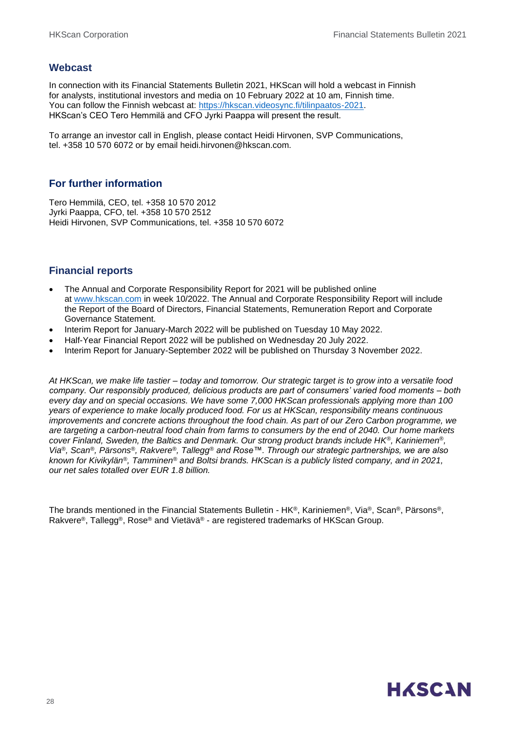## Webcast

In connection with its Financial Statements Bulletin 2021, HKScan will hold a webcast in Finnish for analysts, institutional investors and media on 10 February 2022 at 10 am, Finnish time. You can follow the Finnish webcast at: [https://hkscan.videosync.fi/tilinpaatos-2021](https://hkscan.videosync.fi/tilinpaatos-2021). HKScan's CEO Tero Hemmilä and CFO Jyrki Paappa will present the result.

To arrange an investor call in English, please contact Heidi Hirvonen, SVP Communications, tel. +358 10 570 6072 or by email heidi.hirvonen@hkscan.com.

## For further information

Tero Hemmilä, CEO, tel. +358 10 570 2012
Jyrki Paappa, CFO, tel. +358 10 570 2512
Heidi Hirvonen, SVP Communications, tel. +358 10 570 6072

## Financial reports

- The Annual and Corporate Responsibility Report for 2021 will be published online at [www.hkscan.com](http://www.hkscan.com) in week 10/2022. The Annual and Corporate Responsibility Report will include the Report of the Board of Directors, Financial Statements, Remuneration Report and Corporate Governance Statement.
- Interim Report for January-March 2022 will be published on Tuesday 10 May 2022.
- Half-Year Financial Report 2022 will be published on Wednesday 20 July 2022.
- Interim Report for January-September 2022 will be published on Thursday 3 November 2022.

*At HKScan, we make life tastier – today and tomorrow. Our strategic target is to grow into a versatile food company. Our responsibly produced, delicious products are part of consumers' varied food moments – both every day and on special occasions. We have some 7,000 HKScan professionals applying more than 100 years of experience to make locally produced food. For us at HKScan, responsibility means continuous improvements and concrete actions throughout the food chain. As part of our Zero Carbon programme, we are targeting a carbon-neutral food chain from farms to consumers by the end of 2040. Our home markets cover Finland, Sweden, the Baltics and Denmark. Our strong product brands include HK®, Kariniemen®, Via®, Scan®, Pärsons®, Rakvere®, Tallegg® and Rose™. Through our strategic partnerships, we are also known for Kivikylän®, Tamminen® and Boltsi brands. HKScan is a publicly listed company, and in 2021, our net sales totalled over EUR 1.8 billion.*

The brands mentioned in the Financial Statements Bulletin - HK®, Kariniemen®, Via®, Scan®, Pärsons®, Rakvere®, Tallegg®, Rose® and Vietävä® - are registered trademarks of HKScan Group.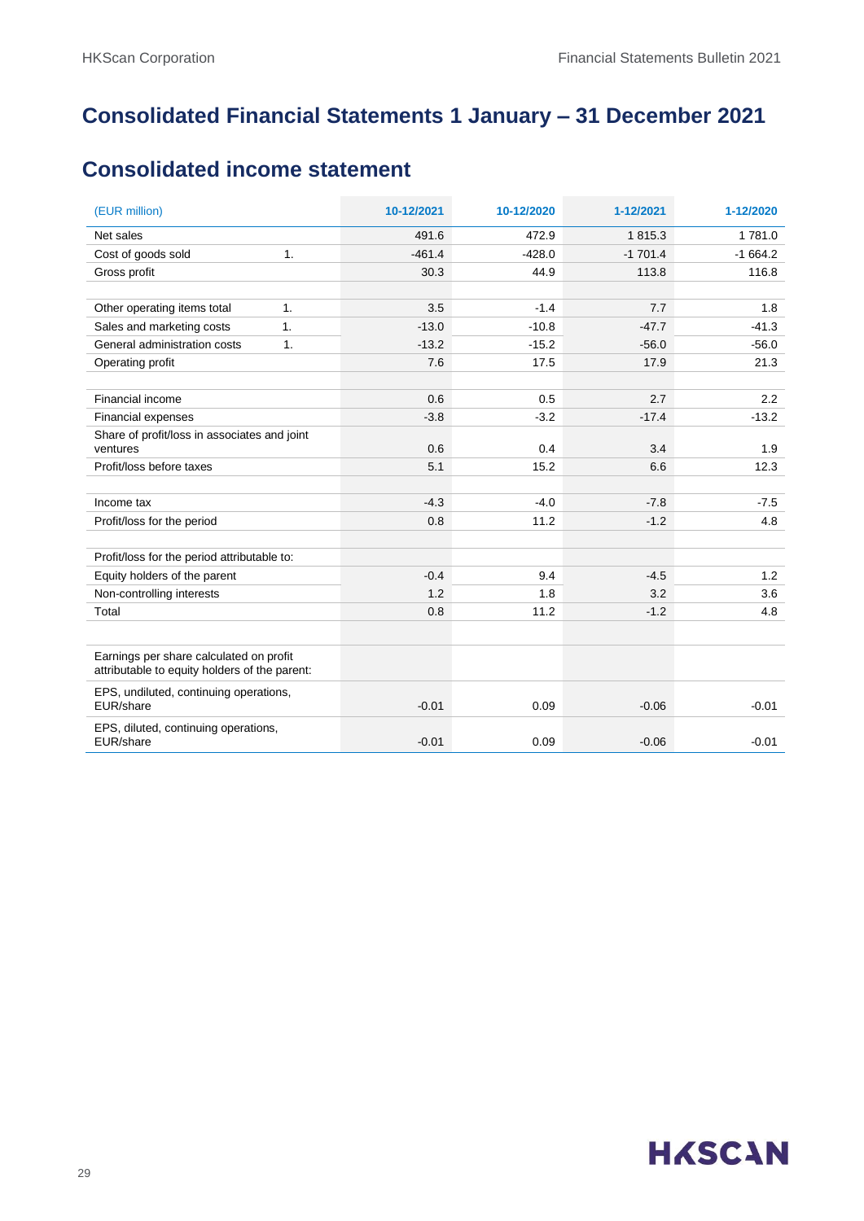# Consolidated Financial Statements 1 January – 31 December 2021

## Consolidated income statement

| (EUR million) | | 10-12/2021 | 10-12/2020 | 1-12/2021 | 1-12/2020 |
|---|---|---|---|---|---|
| Net sales | | 491.6 | 472.9 | 1 815.3 | 1 781.0 |
| Cost of goods sold | 1. | -461.4 | -428.0 | -1 701.4 | -1 664.2 |
| Gross profit | | 30.3 | 44.9 | 113.8 | 116.8 |
| | | | | | |
| Other operating items total | 1. | 3.5 | -1.4 | 7.7 | 1.8 |
| Sales and marketing costs | 1. | -13.0 | -10.8 | -47.7 | -41.3 |
| General administration costs | 1. | -13.2 | -15.2 | -56.0 | -56.0 |
| Operating profit | | 7.6 | 17.5 | 17.9 | 21.3 |
| | | | | | |
| Financial income | | 0.6 | 0.5 | 2.7 | 2.2 |
| Financial expenses | | -3.8 | -3.2 | -17.4 | -13.2 |
| Share of profit/loss in associates and joint ventures | | 0.6 | 0.4 | 3.4 | 1.9 |
| Profit/loss before taxes | | 5.1 | 15.2 | 6.6 | 12.3 |
| | | | | | |
| Income tax | | -4.3 | -4.0 | -7.8 | -7.5 |
| Profit/loss for the period | | 0.8 | 11.2 | -1.2 | 4.8 |
| | | | | | |
| Profit/loss for the period attributable to: | | | | | |
| Equity holders of the parent | | -0.4 | 9.4 | -4.5 | 1.2 |
| Non-controlling interests | | 1.2 | 1.8 | 3.2 | 3.6 |
| Total | | 0.8 | 11.2 | -1.2 | 4.8 |
| | | | | | |
| Earnings per share calculated on profit attributable to equity holders of the parent: | | | | | |
| EPS, undiluted, continuing operations, EUR/share | | -0.01 | 0.09 | -0.06 | -0.01 |
| EPS, diluted, continuing operations, EUR/share | | -0.01 | 0.09 | -0.06 | -0.01 |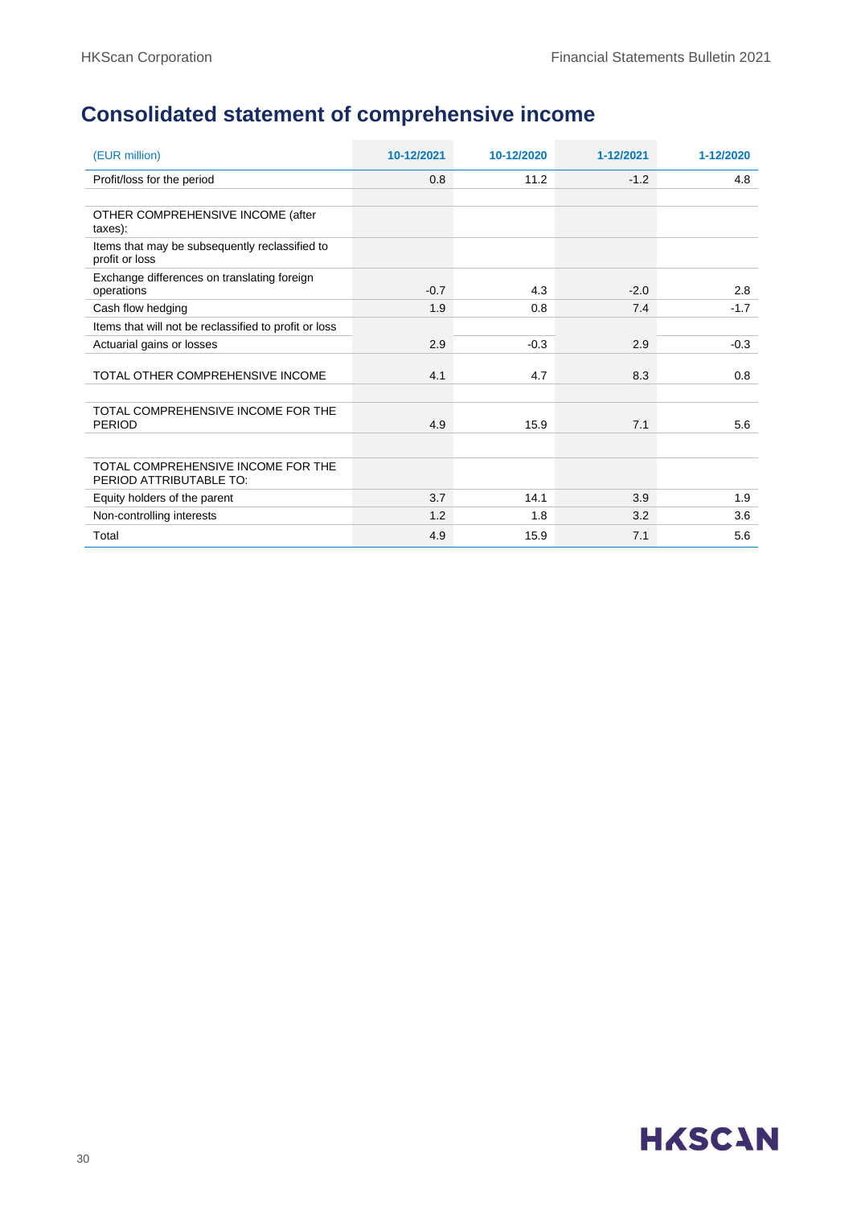# Consolidated statement of comprehensive income

| (EUR million) | 10-12/2021 | 10-12/2020 | 1-12/2021 | 1-12/2020 |
|---|---|---|---|---|
| Profit/loss for the period | 0.8 | 11.2 | -1.2 | 4.8 |
| | | | | |
| OTHER COMPREHENSIVE INCOME (after taxes): | | | | |
| Items that may be subsequently reclassified to profit or loss | | | | |
| Exchange differences on translating foreign operations | -0.7 | 4.3 | -2.0 | 2.8 |
| Cash flow hedging | 1.9 | 0.8 | 7.4 | -1.7 |
| Items that will not be reclassified to profit or loss | | | | |
| Actuarial gains or losses | 2.9 | -0.3 | 2.9 | -0.3 |
| TOTAL OTHER COMPREHENSIVE INCOME | 4.1 | 4.7 | 8.3 | 0.8 |
| | | | | |
| TOTAL COMPREHENSIVE INCOME FOR THE PERIOD | 4.9 | 15.9 | 7.1 | 5.6 |
| | | | | |
| TOTAL COMPREHENSIVE INCOME FOR THE PERIOD ATTRIBUTABLE TO: | | | | |
| Equity holders of the parent | 3.7 | 14.1 | 3.9 | 1.9 |
| Non-controlling interests | 1.2 | 1.8 | 3.2 | 3.6 |
| Total | 4.9 | 15.9 | 7.1 | 5.6 |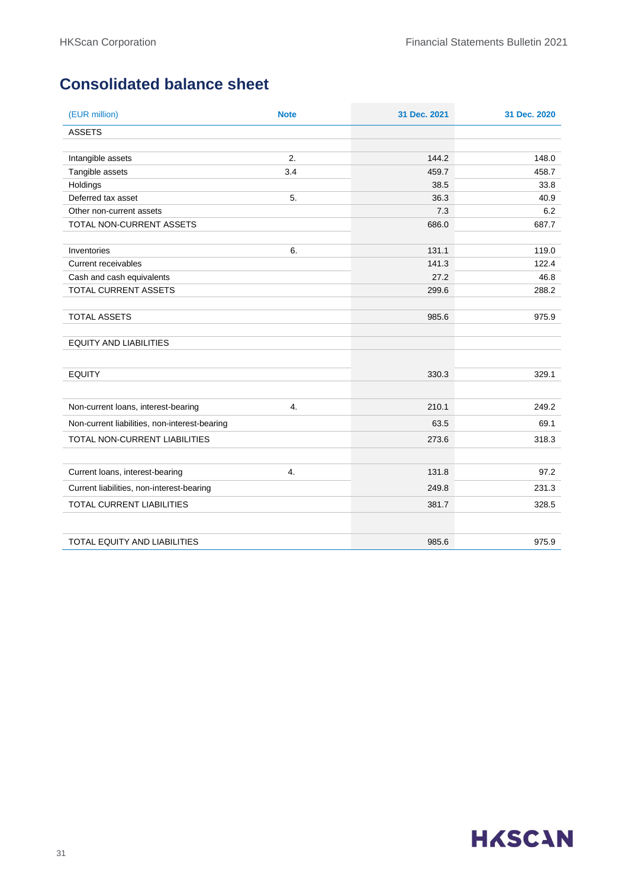## Consolidated balance sheet

| (EUR million) | Note | 31 Dec. 2021 | 31 Dec. 2020 |
|---|---|---|---|
| ASSETS | | | |
| | | | |
| Intangible assets | 2. | 144.2 | 148.0 |
| Tangible assets | 3.4 | 459.7 | 458.7 |
| Holdings | | 38.5 | 33.8 |
| Deferred tax asset | 5. | 36.3 | 40.9 |
| Other non-current assets | | 7.3 | 6.2 |
| TOTAL NON-CURRENT ASSETS | | 686.0 | 687.7 |
| | | | |
| Inventories | 6. | 131.1 | 119.0 |
| Current receivables | | 141.3 | 122.4 |
| Cash and cash equivalents | | 27.2 | 46.8 |
| TOTAL CURRENT ASSETS | | 299.6 | 288.2 |
| | | | |
| TOTAL ASSETS | | 985.6 | 975.9 |
| | | | |
| EQUITY AND LIABILITIES | | | |
| | | | |
| EQUITY | | 330.3 | 329.1 |
| | | | |
| Non-current loans, interest-bearing | 4. | 210.1 | 249.2 |
| Non-current liabilities, non-interest-bearing | | 63.5 | 69.1 |
| TOTAL NON-CURRENT LIABILITIES | | 273.6 | 318.3 |
| | | | |
| Current loans, interest-bearing | 4. | 131.8 | 97.2 |
| Current liabilities, non-interest-bearing | | 249.8 | 231.3 |
| TOTAL CURRENT LIABILITIES | | 381.7 | 328.5 |
| | | | |
| TOTAL EQUITY AND LIABILITIES | | 985.6 | 975.9 |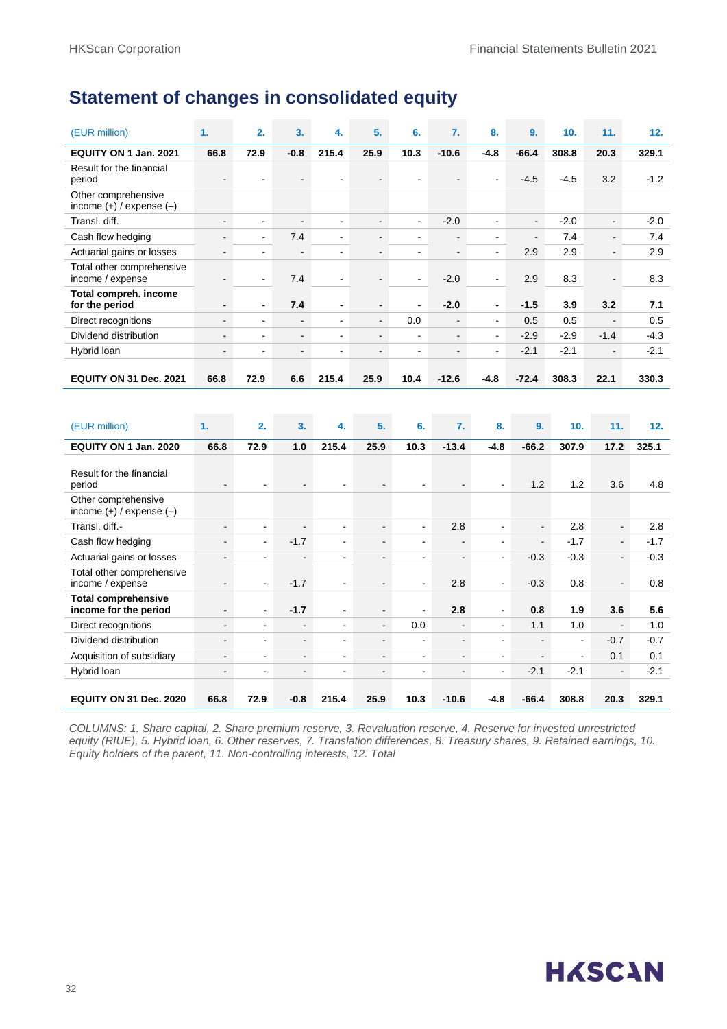# Statement of changes in consolidated equity

| (EUR million) | 1. | 2. | 3. | 4. | 5. | 6. | 7. | 8. | 9. | 10. | 11. | 12. |
|---|---|---|---|---|---|---|---|---|---|---|---|---|
| **EQUITY ON 1 Jan. 2021** | **66.8** | **72.9** | **-0.8** | **215.4** | **25.9** | **10.3** | **-10.6** | **-4.8** | **-66.4** | **308.8** | **20.3** | **329.1** |
| Result for the financial period | - | - | - | - | - | - | - | - | -4.5 | -4.5 | 3.2 | -1.2 |
| Other comprehensive income (+) / expense (–) | | | | | | | | | | | | |
| Transl. diff. | - | - | - | - | - | - | -2.0 | - | - | -2.0 | - | -2.0 |
| Cash flow hedging | - | - | 7.4 | - | - | - | - | - | - | 7.4 | - | 7.4 |
| Actuarial gains or losses | - | - | - | - | - | - | - | - | 2.9 | 2.9 | - | 2.9 |
| Total other comprehensive income / expense | - | - | 7.4 | - | - | - | -2.0 | - | 2.9 | 8.3 | - | 8.3 |
| **Total compreh. income for the period** | **-** | **-** | **7.4** | **-** | **-** | **-** | **-2.0** | **-** | **-1.5** | **3.9** | **3.2** | **7.1** |
| Direct recognitions | - | - | - | - | - | 0.0 | - | - | 0.5 | 0.5 | - | 0.5 |
| Dividend distribution | - | - | - | - | - | - | - | - | -2.9 | -2.9 | -1.4 | -4.3 |
| Hybrid loan | - | - | - | - | - | - | - | - | -2.1 | -2.1 | - | -2.1 |
| **EQUITY ON 31 Dec. 2021** | **66.8** | **72.9** | **6.6** | **215.4** | **25.9** | **10.4** | **-12.6** | **-4.8** | **-72.4** | **308.3** | **22.1** | **330.3** |

| (EUR million) | 1. | 2. | 3. | 4. | 5. | 6. | 7. | 8. | 9. | 10. | 11. | 12. |
|---|---|---|---|---|---|---|---|---|---|---|---|---|
| **EQUITY ON 1 Jan. 2020** | **66.8** | **72.9** | **1.0** | **215.4** | **25.9** | **10.3** | **-13.4** | **-4.8** | **-66.2** | **307.9** | **17.2** | **325.1** |
| Result for the financial period | - | - | - | - | - | - | - | - | 1.2 | 1.2 | 3.6 | 4.8 |
| Other comprehensive income (+) / expense (–) | | | | | | | | | | | | |
| Transl. diff.- | - | - | - | - | - | - | 2.8 | - | - | 2.8 | - | 2.8 |
| Cash flow hedging | - | - | -1.7 | - | - | - | - | - | - | -1.7 | - | -1.7 |
| Actuarial gains or losses | - | - | - | - | - | - | - | - | -0.3 | -0.3 | - | -0.3 |
| Total other comprehensive income / expense | - | - | -1.7 | - | - | - | 2.8 | - | -0.3 | 0.8 | - | 0.8 |
| **Total comprehensive income for the period** | **-** | **-** | **-1.7** | **-** | **-** | **-** | **2.8** | **-** | **0.8** | **1.9** | **3.6** | **5.6** |
| Direct recognitions | - | - | - | - | - | 0.0 | - | - | 1.1 | 1.0 | - | 1.0 |
| Dividend distribution | - | - | - | - | - | - | - | - | - | - | -0.7 | -0.7 |
| Acquisition of subsidiary | - | - | - | - | - | - | - | - | - | - | 0.1 | 0.1 |
| Hybrid loan | - | - | - | - | - | - | - | - | -2.1 | -2.1 | - | -2.1 |
| **EQUITY ON 31 Dec. 2020** | **66.8** | **72.9** | **-0.8** | **215.4** | **25.9** | **10.3** | **-10.6** | **-4.8** | **-66.4** | **308.8** | **20.3** | **329.1** |

*COLUMNS: 1. Share capital, 2. Share premium reserve, 3. Revaluation reserve, 4. Reserve for invested unrestricted equity (RIUE), 5. Hybrid loan, 6. Other reserves, 7. Translation differences, 8. Treasury shares, 9. Retained earnings, 10. Equity holders of the parent, 11. Non-controlling interests, 12. Total*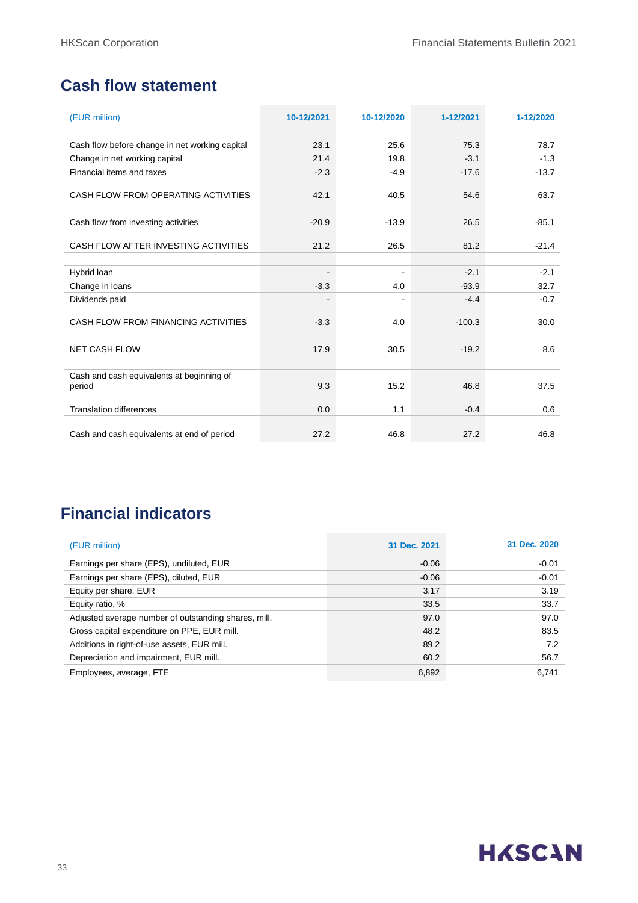## Cash flow statement

| (EUR million) | 10-12/2021 | 10-12/2020 | 1-12/2021 | 1-12/2020 |
|---|---|---|---|---|
| Cash flow before change in net working capital | 23.1 | 25.6 | 75.3 | 78.7 |
| Change in net working capital | 21.4 | 19.8 | -3.1 | -1.3 |
| Financial items and taxes | -2.3 | -4.9 | -17.6 | -13.7 |
| CASH FLOW FROM OPERATING ACTIVITIES | 42.1 | 40.5 | 54.6 | 63.7 |
| | | | | |
| Cash flow from investing activities | -20.9 | -13.9 | 26.5 | -85.1 |
| CASH FLOW AFTER INVESTING ACTIVITIES | 21.2 | 26.5 | 81.2 | -21.4 |
| | | | | |
| Hybrid loan | - | - | -2.1 | -2.1 |
| Change in loans | -3.3 | 4.0 | -93.9 | 32.7 |
| Dividends paid | - | - | -4.4 | -0.7 |
| CASH FLOW FROM FINANCING ACTIVITIES | -3.3 | 4.0 | -100.3 | 30.0 |
| | | | | |
| NET CASH FLOW | 17.9 | 30.5 | -19.2 | 8.6 |
| | | | | |
| Cash and cash equivalents at beginning of period | 9.3 | 15.2 | 46.8 | 37.5 |
| Translation differences | 0.0 | 1.1 | -0.4 | 0.6 |
| Cash and cash equivalents at end of period | 27.2 | 46.8 | 27.2 | 46.8 |

## Financial indicators

| (EUR million) | 31 Dec. 2021 | 31 Dec. 2020 |
|---|---|---|
| Earnings per share (EPS), undiluted, EUR | -0.06 | -0.01 |
| Earnings per share (EPS), diluted, EUR | -0.06 | -0.01 |
| Equity per share, EUR | 3.17 | 3.19 |
| Equity ratio, % | 33.5 | 33.7 |
| Adjusted average number of outstanding shares, mill. | 97.0 | 97.0 |
| Gross capital expenditure on PPE, EUR mill. | 48.2 | 83.5 |
| Additions in right-of-use assets, EUR mill. | 89.2 | 7.2 |
| Depreciation and impairment, EUR mill. | 60.2 | 56.7 |
| Employees, average, FTE | 6,892 | 6,741 |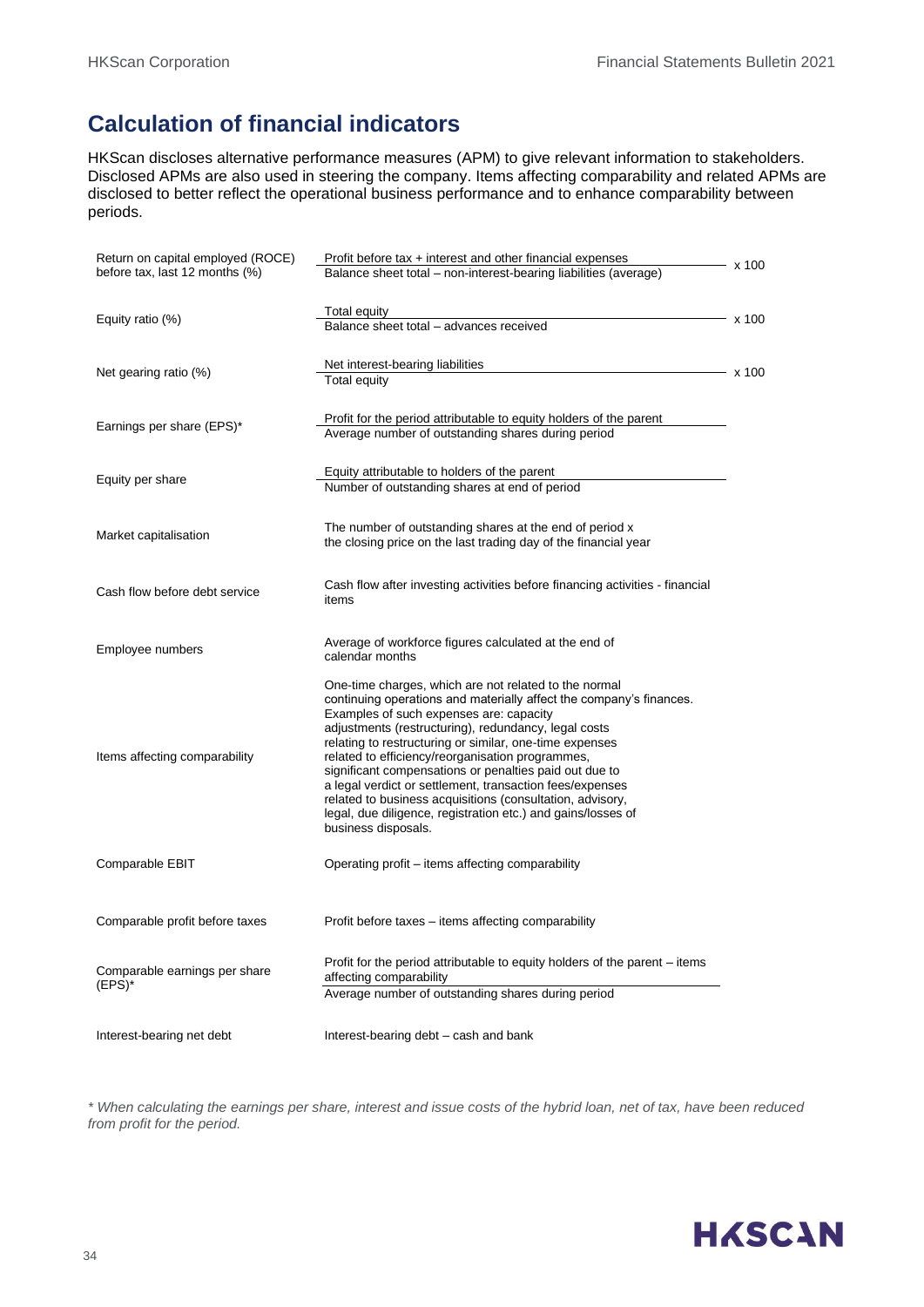## Calculation of financial indicators

HKScan discloses alternative performance measures (APM) to give relevant information to stakeholders. Disclosed APMs are also used in steering the company. Items affecting comparability and related APMs are disclosed to better reflect the operational business performance and to enhance comparability between periods.

| Indicator | Calculation |
|---|---|
| Return on capital employed (ROCE) before tax, last 12 months (%) | $\frac{\text{Profit before tax + interest and other financial expenses}}{\text{Balance sheet total – non-interest-bearing liabilities (average)}} \times 100$ |
| Equity ratio (%) | $\frac{\text{Total equity}}{\text{Balance sheet total – advances received}} \times 100$ |
| Net gearing ratio (%) | $\frac{\text{Net interest-bearing liabilities}}{\text{Total equity}} \times 100$ |
| Earnings per share (EPS)* | $\frac{\text{Profit for the period attributable to equity holders of the parent}}{\text{Average number of outstanding shares during period}}$ |
| Equity per share | $\frac{\text{Equity attributable to holders of the parent}}{\text{Number of outstanding shares at end of period}}$ |
| Market capitalisation | The number of outstanding shares at the end of period x the closing price on the last trading day of the financial year |
| Cash flow before debt service | Cash flow after investing activities before financing activities - financial items |
| Employee numbers | Average of workforce figures calculated at the end of calendar months |
| Items affecting comparability | One-time charges, which are not related to the normal continuing operations and materially affect the company's finances. Examples of such expenses are: capacity adjustments (restructuring), redundancy, legal costs relating to restructuring or similar, one-time expenses related to efficiency/reorganisation programmes, significant compensations or penalties paid out due to a legal verdict or settlement, transaction fees/expenses related to business acquisitions (consultation, advisory, legal, due diligence, registration etc.) and gains/losses of business disposals. |
| Comparable EBIT | Operating profit – items affecting comparability |
| Comparable profit before taxes | Profit before taxes – items affecting comparability |
| Comparable earnings per share (EPS)* | $\frac{\text{Profit for the period attributable to equity holders of the parent – items affecting comparability}}{\text{Average number of outstanding shares during period}}$ |
| Interest-bearing net debt | Interest-bearing debt – cash and bank |

*\* When calculating the earnings per share, interest and issue costs of the hybrid loan, net of tax, have been reduced from profit for the period.*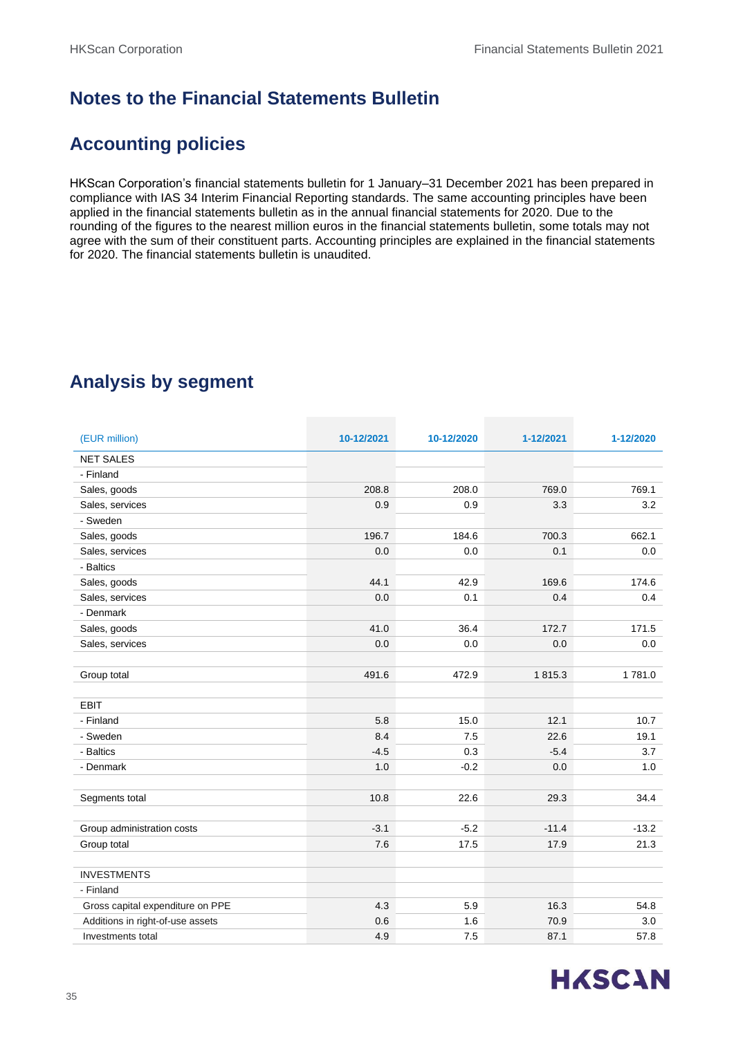# Notes to the Financial Statements Bulletin

## Accounting policies

HKScan Corporation's financial statements bulletin for 1 January–31 December 2021 has been prepared in compliance with IAS 34 Interim Financial Reporting standards. The same accounting principles have been applied in the financial statements bulletin as in the annual financial statements for 2020. Due to the rounding of the figures to the nearest million euros in the financial statements bulletin, some totals may not agree with the sum of their constituent parts. Accounting principles are explained in the financial statements for 2020. The financial statements bulletin is unaudited.

## Analysis by segment

| (EUR million) | 10-12/2021 | 10-12/2020 | 1-12/2021 | 1-12/2020 |
|---|---|---|---|---|
| NET SALES | | | | |
| - Finland | | | | |
| Sales, goods | 208.8 | 208.0 | 769.0 | 769.1 |
| Sales, services | 0.9 | 0.9 | 3.3 | 3.2 |
| - Sweden | | | | |
| Sales, goods | 196.7 | 184.6 | 700.3 | 662.1 |
| Sales, services | 0.0 | 0.0 | 0.1 | 0.0 |
| - Baltics | | | | |
| Sales, goods | 44.1 | 42.9 | 169.6 | 174.6 |
| Sales, services | 0.0 | 0.1 | 0.4 | 0.4 |
| - Denmark | | | | |
| Sales, goods | 41.0 | 36.4 | 172.7 | 171.5 |
| Sales, services | 0.0 | 0.0 | 0.0 | 0.0 |
| | | | | |
| Group total | 491.6 | 472.9 | 1 815.3 | 1 781.0 |
| | | | | |
| EBIT | | | | |
| - Finland | 5.8 | 15.0 | 12.1 | 10.7 |
| - Sweden | 8.4 | 7.5 | 22.6 | 19.1 |
| - Baltics | -4.5 | 0.3 | -5.4 | 3.7 |
| - Denmark | 1.0 | -0.2 | 0.0 | 1.0 |
| | | | | |
| Segments total | 10.8 | 22.6 | 29.3 | 34.4 |
| | | | | |
| Group administration costs | -3.1 | -5.2 | -11.4 | -13.2 |
| Group total | 7.6 | 17.5 | 17.9 | 21.3 |
| | | | | |
| INVESTMENTS | | | | |
| - Finland | | | | |
| Gross capital expenditure on PPE | 4.3 | 5.9 | 16.3 | 54.8 |
| Additions in right-of-use assets | 0.6 | 1.6 | 70.9 | 3.0 |
| Investments total | 4.9 | 7.5 | 87.1 | 57.8 |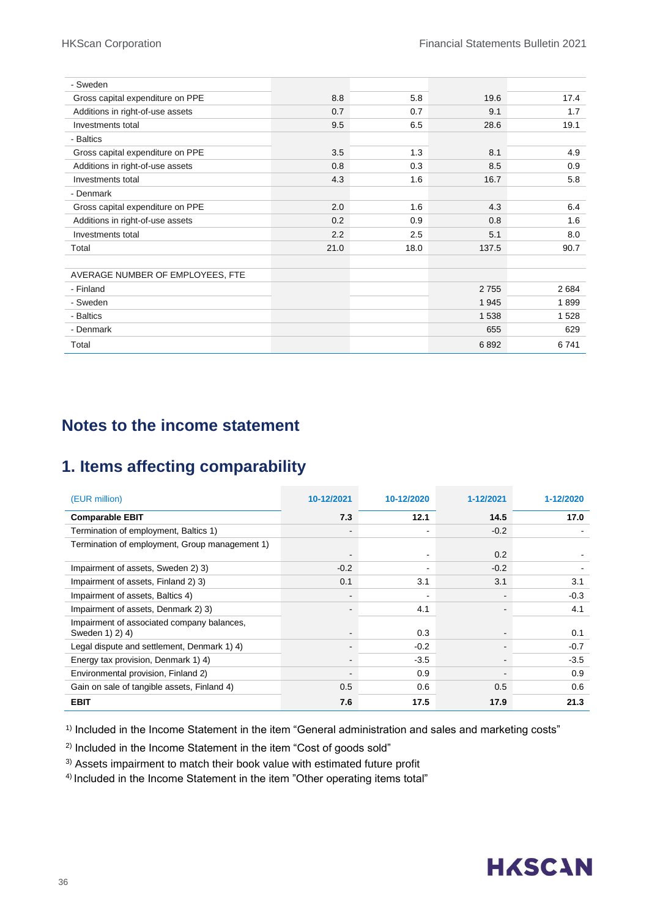| | | | | |
|---|---|---|---|---|
| - Sweden | | | | |
| Gross capital expenditure on PPE | 8.8 | 5.8 | 19.6 | 17.4 |
| Additions in right-of-use assets | 0.7 | 0.7 | 9.1 | 1.7 |
| Investments total | 9.5 | 6.5 | 28.6 | 19.1 |
| - Baltics | | | | |
| Gross capital expenditure on PPE | 3.5 | 1.3 | 8.1 | 4.9 |
| Additions in right-of-use assets | 0.8 | 0.3 | 8.5 | 0.9 |
| Investments total | 4.3 | 1.6 | 16.7 | 5.8 |
| - Denmark | | | | |
| Gross capital expenditure on PPE | 2.0 | 1.6 | 4.3 | 6.4 |
| Additions in right-of-use assets | 0.2 | 0.9 | 0.8 | 1.6 |
| Investments total | 2.2 | 2.5 | 5.1 | 8.0 |
| Total | 21.0 | 18.0 | 137.5 | 90.7 |
| | | | | |
| AVERAGE NUMBER OF EMPLOYEES, FTE | | | | |
| - Finland | | | 2 755 | 2 684 |
| - Sweden | | | 1 945 | 1 899 |
| - Baltics | | | 1 538 | 1 528 |
| - Denmark | | | 655 | 629 |
| Total | | | 6 892 | 6 741 |

# Notes to the income statement

## 1. Items affecting comparability

| (EUR million) | 10-12/2021 | 10-12/2020 | 1-12/2021 | 1-12/2020 |
|---|---|---|---|---|
| **Comparable EBIT** | **7.3** | **12.1** | **14.5** | **17.0** |
| Termination of employment, Baltics 1) | - | - | -0.2 | - |
| Termination of employment, Group management 1) | - | - | 0.2 | - |
| Impairment of assets, Sweden 2) 3) | -0.2 | - | -0.2 | - |
| Impairment of assets, Finland 2) 3) | 0.1 | 3.1 | 3.1 | 3.1 |
| Impairment of assets, Baltics 4) | - | - | - | -0.3 |
| Impairment of assets, Denmark 2) 3) | - | 4.1 | - | 4.1 |
| Impairment of associated company balances, Sweden 1) 2) 4) | - | 0.3 | - | 0.1 |
| Legal dispute and settlement, Denmark 1) 4) | - | -0.2 | - | -0.7 |
| Energy tax provision, Denmark 1) 4) | - | -3.5 | - | -3.5 |
| Environmental provision, Finland 2) | - | 0.9 | - | 0.9 |
| Gain on sale of tangible assets, Finland 4) | 0.5 | 0.6 | 0.5 | 0.6 |
| **EBIT** | **7.6** | **17.5** | **17.9** | **21.3** |

1) Included in the Income Statement in the item "General administration and sales and marketing costs"

2) Included in the Income Statement in the item "Cost of goods sold"

3) Assets impairment to match their book value with estimated future profit

4) Included in the Income Statement in the item "Other operating items total"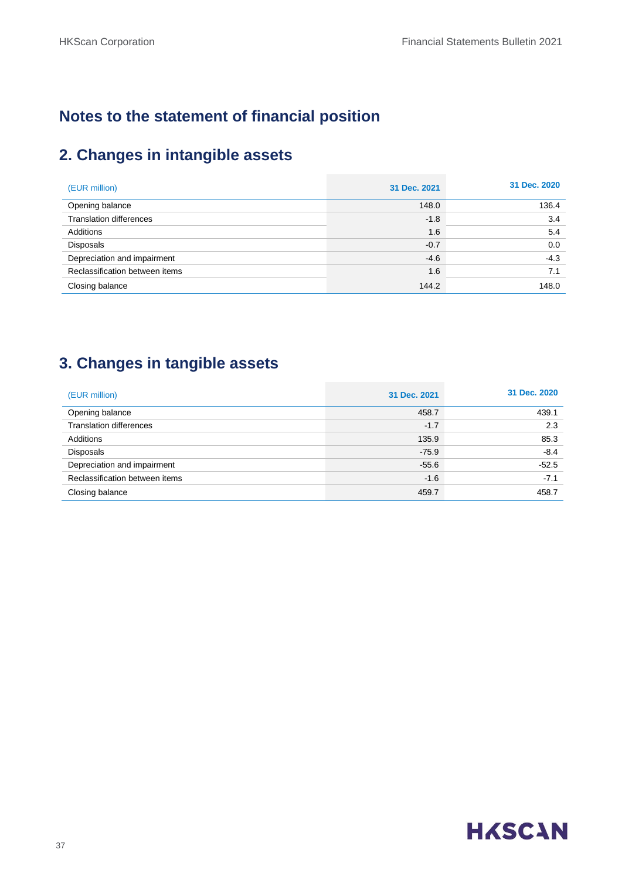# Notes to the statement of financial position

## 2. Changes in intangible assets

| (EUR million) | 31 Dec. 2021 | 31 Dec. 2020 |
|---|---|---|
| Opening balance | 148.0 | 136.4 |
| Translation differences | -1.8 | 3.4 |
| Additions | 1.6 | 5.4 |
| Disposals | -0.7 | 0.0 |
| Depreciation and impairment | -4.6 | -4.3 |
| Reclassification between items | 1.6 | 7.1 |
| Closing balance | 144.2 | 148.0 |

## 3. Changes in tangible assets

| (EUR million) | 31 Dec. 2021 | 31 Dec. 2020 |
|---|---|---|
| Opening balance | 458.7 | 439.1 |
| Translation differences | -1.7 | 2.3 |
| Additions | 135.9 | 85.3 |
| Disposals | -75.9 | -8.4 |
| Depreciation and impairment | -55.6 | -52.5 |
| Reclassification between items | -1.6 | -7.1 |
| Closing balance | 459.7 | 458.7 |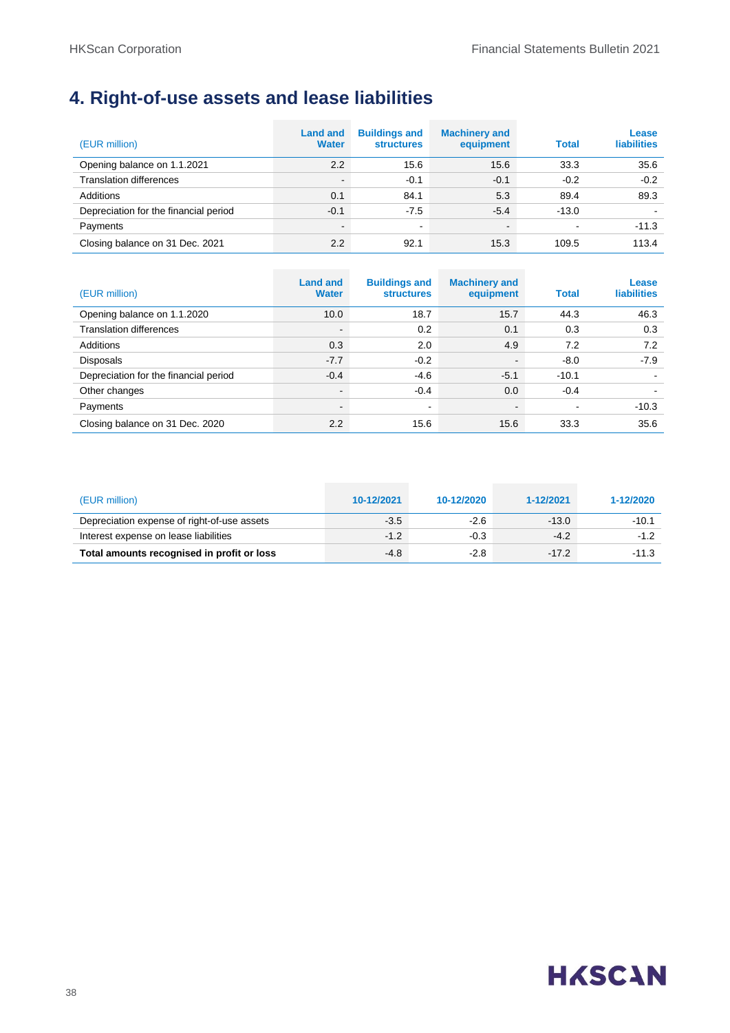# 4. Right-of-use assets and lease liabilities

| (EUR million) | Land and Water | Buildings and structures | Machinery and equipment | Total | Lease liabilities |
|---|---|---|---|---|---|
| Opening balance on 1.1.2021 | 2.2 | 15.6 | 15.6 | 33.3 | 35.6 |
| Translation differences | - | -0.1 | -0.1 | -0.2 | -0.2 |
| Additions | 0.1 | 84.1 | 5.3 | 89.4 | 89.3 |
| Depreciation for the financial period | -0.1 | -7.5 | -5.4 | -13.0 | - |
| Payments | - | - | - | - | -11.3 |
| Closing balance on 31 Dec. 2021 | 2.2 | 92.1 | 15.3 | 109.5 | 113.4 |

| (EUR million) | Land and Water | Buildings and structures | Machinery and equipment | Total | Lease liabilities |
|---|---|---|---|---|---|
| Opening balance on 1.1.2020 | 10.0 | 18.7 | 15.7 | 44.3 | 46.3 |
| Translation differences | - | 0.2 | 0.1 | 0.3 | 0.3 |
| Additions | 0.3 | 2.0 | 4.9 | 7.2 | 7.2 |
| Disposals | -7.7 | -0.2 | - | -8.0 | -7.9 |
| Depreciation for the financial period | -0.4 | -4.6 | -5.1 | -10.1 | - |
| Other changes | - | -0.4 | 0.0 | -0.4 | - |
| Payments | - | - | - | - | -10.3 |
| Closing balance on 31 Dec. 2020 | 2.2 | 15.6 | 15.6 | 33.3 | 35.6 |

| (EUR million) | 10-12/2021 | 10-12/2020 | 1-12/2021 | 1-12/2020 |
|---|---|---|---|---|
| Depreciation expense of right-of-use assets | -3.5 | -2.6 | -13.0 | -10.1 |
| Interest expense on lease liabilities | -1.2 | -0.3 | -4.2 | -1.2 |
| **Total amounts recognised in profit or loss** | -4.8 | -2.8 | -17.2 | -11.3 |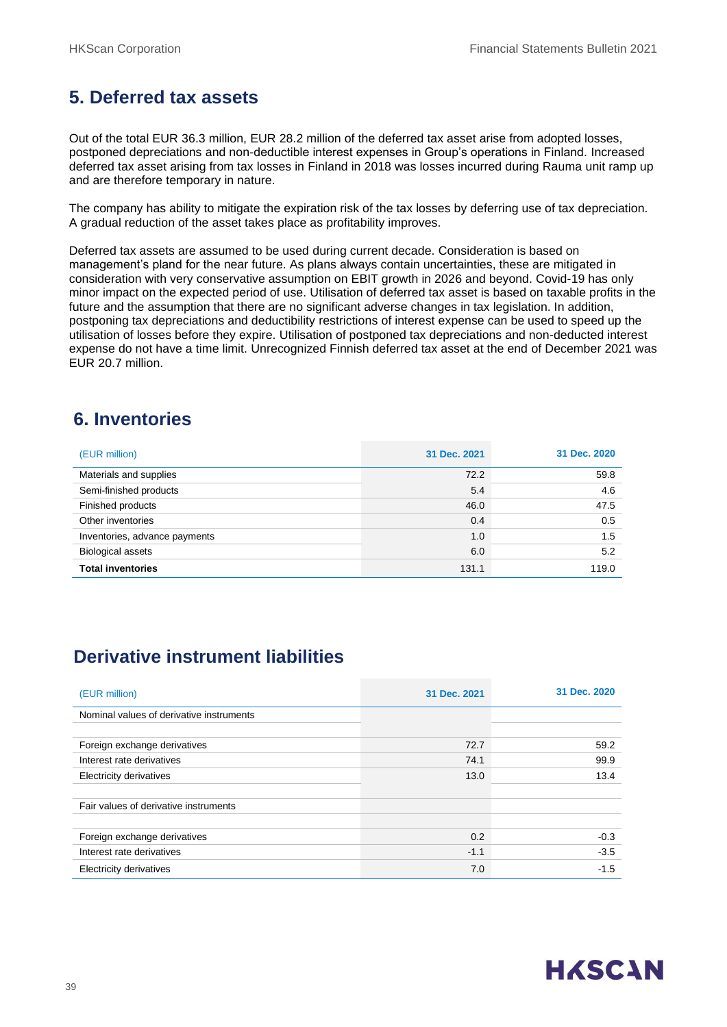## 5. Deferred tax assets

Out of the total EUR 36.3 million, EUR 28.2 million of the deferred tax asset arise from adopted losses, postponed depreciations and non-deductible interest expenses in Group's operations in Finland. Increased deferred tax asset arising from tax losses in Finland in 2018 was losses incurred during Rauma unit ramp up and are therefore temporary in nature.

The company has ability to mitigate the expiration risk of the tax losses by deferring use of tax depreciation. A gradual reduction of the asset takes place as profitability improves.

Deferred tax assets are assumed to be used during current decade. Consideration is based on management's pland for the near future. As plans always contain uncertainties, these are mitigated in consideration with very conservative assumption on EBIT growth in 2026 and beyond. Covid-19 has only minor impact on the expected period of use. Utilisation of deferred tax asset is based on taxable profits in the future and the assumption that there are no significant adverse changes in tax legislation. In addition, postponing tax depreciations and deductibility restrictions of interest expense can be used to speed up the utilisation of losses before they expire. Utilisation of postponed tax depreciations and non-deducted interest expense do not have a time limit. Unrecognized Finnish deferred tax asset at the end of December 2021 was EUR 20.7 million.

## 6. Inventories

| (EUR million) | 31 Dec. 2021 | 31 Dec. 2020 |
|---|---|---|
| Materials and supplies | 72.2 | 59.8 |
| Semi-finished products | 5.4 | 4.6 |
| Finished products | 46.0 | 47.5 |
| Other inventories | 0.4 | 0.5 |
| Inventories, advance payments | 1.0 | 1.5 |
| Biological assets | 6.0 | 5.2 |
| **Total inventories** | 131.1 | 119.0 |

## Derivative instrument liabilities

| (EUR million) | 31 Dec. 2021 | 31 Dec. 2020 |
|---|---|---|
| Nominal values of derivative instruments | | |
| | | |
| Foreign exchange derivatives | 72.7 | 59.2 |
| Interest rate derivatives | 74.1 | 99.9 |
| Electricity derivatives | 13.0 | 13.4 |
| | | |
| Fair values of derivative instruments | | |
| | | |
| Foreign exchange derivatives | 0.2 | -0.3 |
| Interest rate derivatives | -1.1 | -3.5 |
| Electricity derivatives | 7.0 | -1.5 |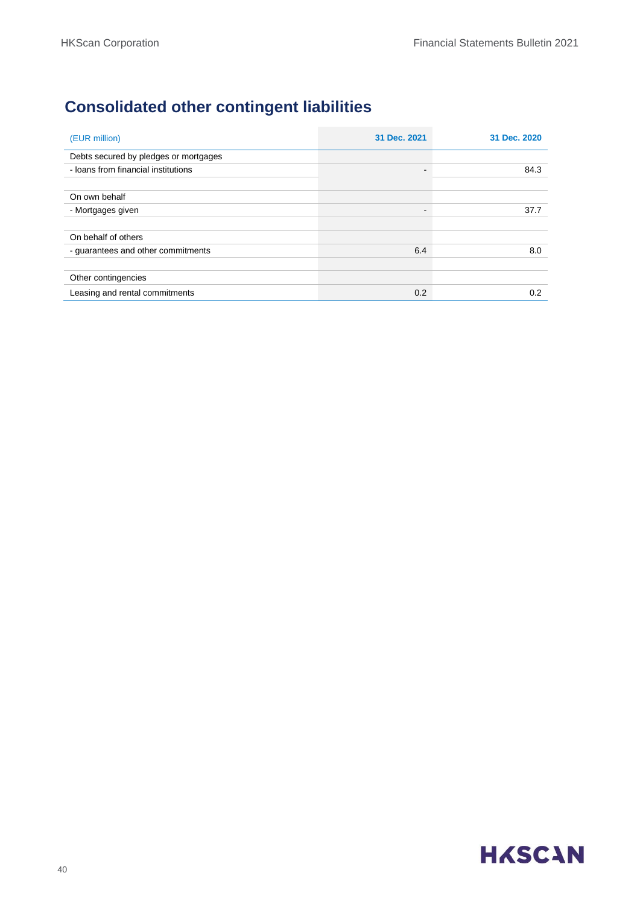## Consolidated other contingent liabilities

| (EUR million) | 31 Dec. 2021 | 31 Dec. 2020 |
|---|---|---|
| Debts secured by pledges or mortgages | | |
| - loans from financial institutions | - | 84.3 |
| | | |
| On own behalf | | |
| - Mortgages given | - | 37.7 |
| | | |
| On behalf of others | | |
| - guarantees and other commitments | 6.4 | 8.0 |
| | | |
| Other contingencies | | |
| Leasing and rental commitments | 0.2 | 0.2 |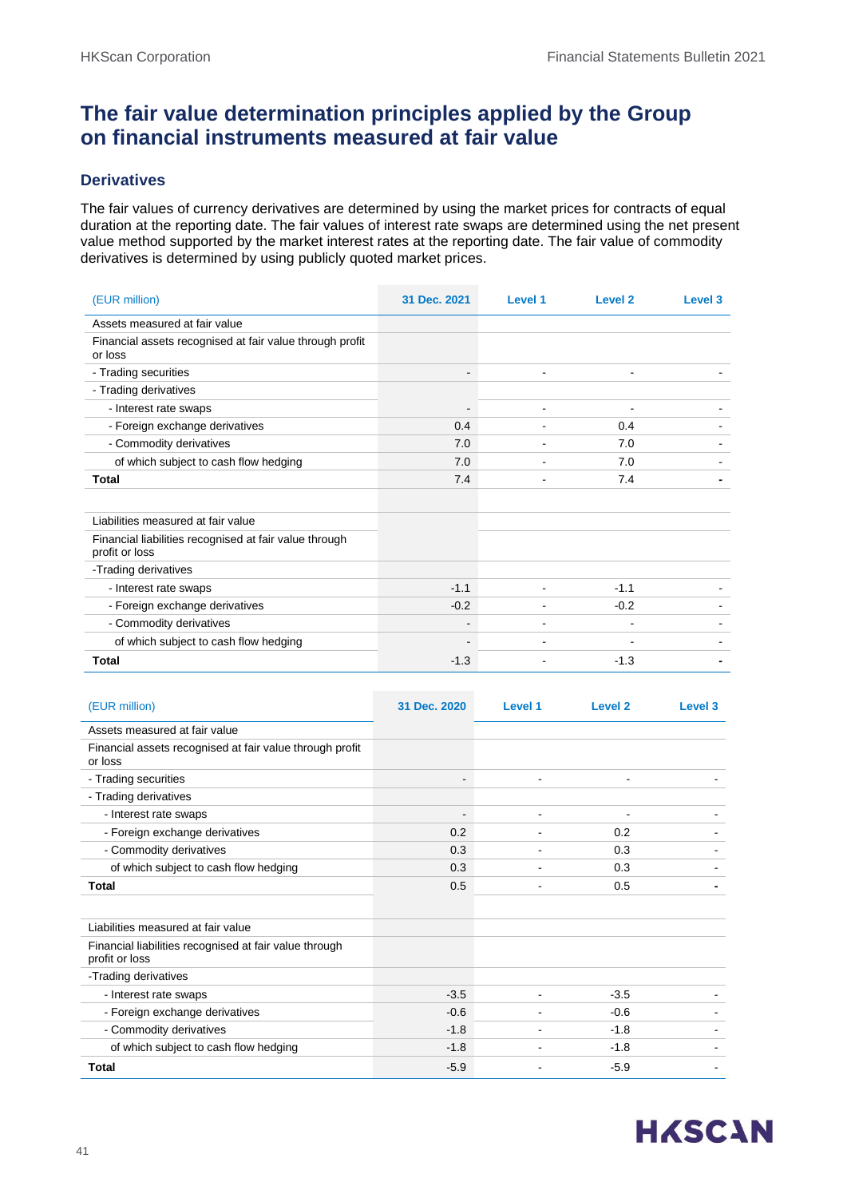# The fair value determination principles applied by the Group on financial instruments measured at fair value

## Derivatives

The fair values of currency derivatives are determined by using the market prices for contracts of equal duration at the reporting date. The fair values of interest rate swaps are determined using the net present value method supported by the market interest rates at the reporting date. The fair value of commodity derivatives is determined by using publicly quoted market prices.

| (EUR million) | 31 Dec. 2021 | Level 1 | Level 2 | Level 3 |
|---|---|---|---|---|
| Assets measured at fair value | | | | |
| Financial assets recognised at fair value through profit or loss | | | | |
| - Trading securities | - | - | - | - |
| - Trading derivatives | | | | |
| - Interest rate swaps | - | - | - | - |
| - Foreign exchange derivatives | 0.4 | - | 0.4 | - |
| - Commodity derivatives | 7.0 | - | 7.0 | - |
| of which subject to cash flow hedging | 7.0 | - | 7.0 | - |
| **Total** | 7.4 | - | 7.4 | **-** |
| | | | | |
| Liabilities measured at fair value | | | | |
| Financial liabilities recognised at fair value through profit or loss | | | | |
| -Trading derivatives | | | | |
| - Interest rate swaps | -1.1 | - | -1.1 | - |
| - Foreign exchange derivatives | -0.2 | - | -0.2 | - |
| - Commodity derivatives | - | - | - | - |
| of which subject to cash flow hedging | - | - | - | - |
| **Total** | -1.3 | - | -1.3 | **-** |

| (EUR million) | 31 Dec. 2020 | Level 1 | Level 2 | Level 3 |
|---|---|---|---|---|
| Assets measured at fair value | | | | |
| Financial assets recognised at fair value through profit or loss | | | | |
| - Trading securities | - | - | - | - |
| - Trading derivatives | | | | |
| - Interest rate swaps | - | - | - | - |
| - Foreign exchange derivatives | 0.2 | - | 0.2 | - |
| - Commodity derivatives | 0.3 | - | 0.3 | - |
| of which subject to cash flow hedging | 0.3 | - | 0.3 | - |
| **Total** | 0.5 | - | 0.5 | **-** |
| | | | | |
| Liabilities measured at fair value | | | | |
| Financial liabilities recognised at fair value through profit or loss | | | | |
| -Trading derivatives | | | | |
| - Interest rate swaps | -3.5 | - | -3.5 | - |
| - Foreign exchange derivatives | -0.6 | - | -0.6 | - |
| - Commodity derivatives | -1.8 | - | -1.8 | - |
| of which subject to cash flow hedging | -1.8 | - | -1.8 | - |
| **Total** | -5.9 | - | -5.9 | - |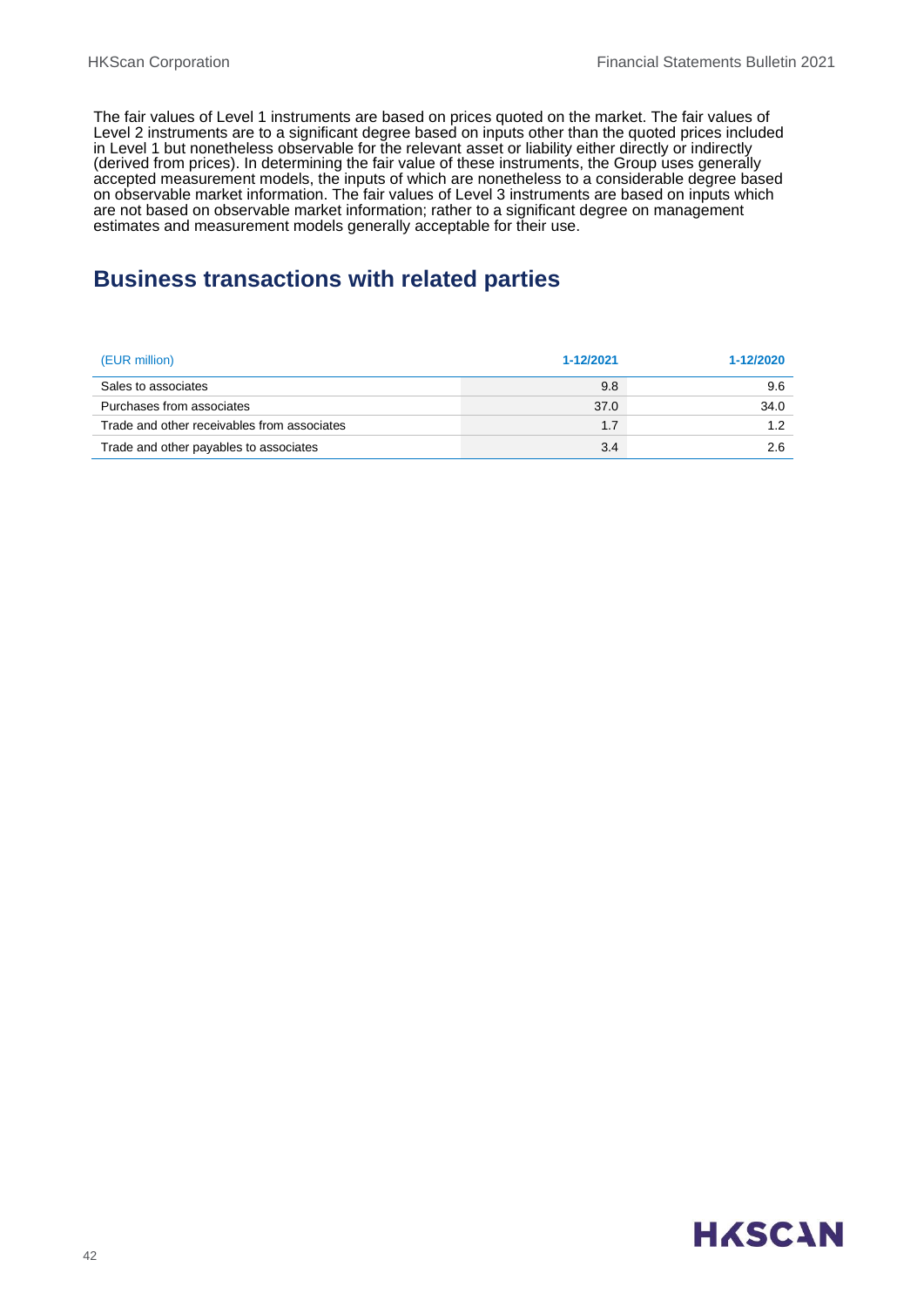The fair values of Level 1 instruments are based on prices quoted on the market. The fair values of Level 2 instruments are to a significant degree based on inputs other than the quoted prices included in Level 1 but nonetheless observable for the relevant asset or liability either directly or indirectly (derived from prices). In determining the fair value of these instruments, the Group uses generally accepted measurement models, the inputs of which are nonetheless to a considerable degree based on observable market information. The fair values of Level 3 instruments are based on inputs which are not based on observable market information; rather to a significant degree on management estimates and measurement models generally acceptable for their use.

## Business transactions with related parties

| (EUR million) | 1-12/2021 | 1-12/2020 |
|---|---|---|
| Sales to associates | 9.8 | 9.6 |
| Purchases from associates | 37.0 | 34.0 |
| Trade and other receivables from associates | 1.7 | 1.2 |
| Trade and other payables to associates | 3.4 | 2.6 |